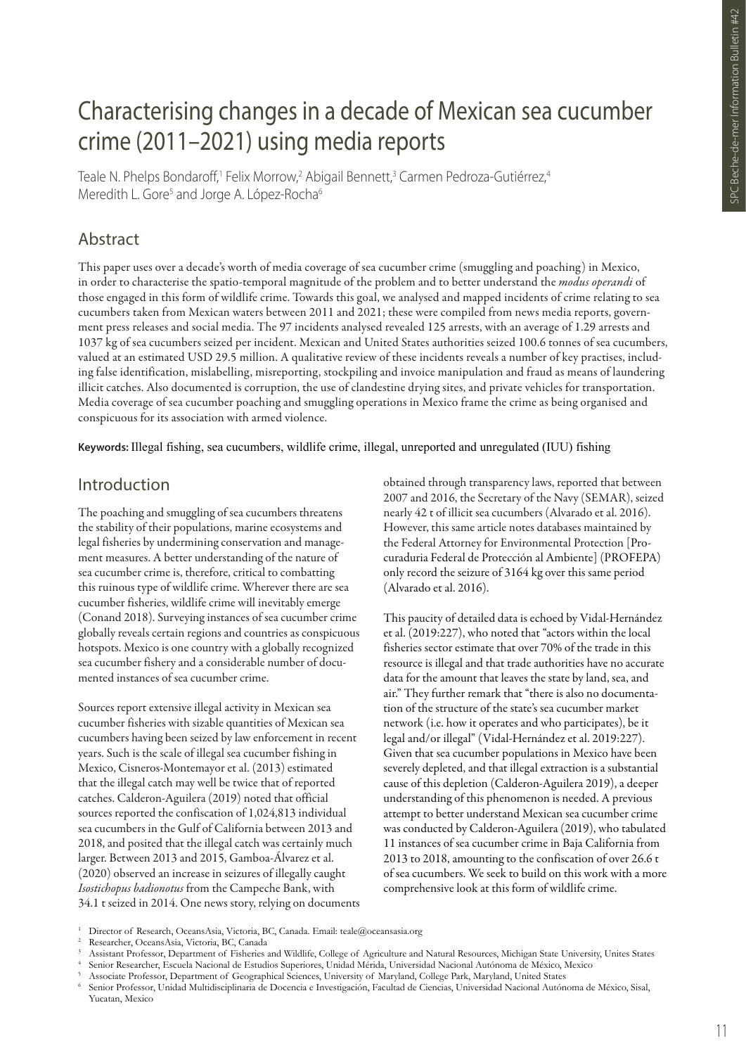# Characterising changes in a decade of Mexican sea cucumber crime (2011–2021) using media reports

Teale N. Phelps Bondaroff,[1] Felix Morrow,[2] Abigail Bennett,[3] Carmen Pedroza-Gutiérrez,[4] Meredith L. Gore[5] and Jorge A. López-Rocha[6]

## Abstract

This paper uses over a decade's worth of media coverage of sea cucumber crime (smuggling and poaching) in Mexico, in order to characterise the spatio-temporal magnitude of the problem and to better understand the *modus operandi* of those engaged in this form of wildlife crime. Towards this goal, we analysed and mapped incidents of crime relating to sea cucumbers taken from Mexican waters between 2011 and 2021; these were compiled from news media reports, government press releases and social media. The 97 incidents analysed revealed 125 arrests, with an average of 1.29 arrests and 1037 kg of sea cucumbers seized per incident. Mexican and United States authorities seized 100.6 tonnes of sea cucumbers, valued at an estimated USD 29.5 million. A qualitative review of these incidents reveals a number of key practises, including false identification, mislabelling, misreporting, stockpiling and invoice manipulation and fraud as means of laundering illicit catches. Also documented is corruption, the use of clandestine drying sites, and private vehicles for transportation. Media coverage of sea cucumber poaching and smuggling operations in Mexico frame the crime as being organised and conspicuous for its association with armed violence.

**Keywords:** Illegal fishing, sea cucumbers, wildlife crime, illegal, unreported and unregulated (IUU) fishing

## Introduction

The poaching and smuggling of sea cucumbers threatens the stability of their populations, marine ecosystems and legal fisheries by undermining conservation and management measures. A better understanding of the nature of sea cucumber crime is, therefore, critical to combatting this ruinous type of wildlife crime. Wherever there are sea cucumber fisheries, wildlife crime will inevitably emerge (Conand 2018). Surveying instances of sea cucumber crime globally reveals certain regions and countries as conspicuous hotspots. Mexico is one country with a globally recognized sea cucumber fishery and a considerable number of documented instances of sea cucumber crime.

Sources report extensive illegal activity in Mexican sea cucumber fisheries with sizable quantities of Mexican sea cucumbers having been seized by law enforcement in recent years. Such is the scale of illegal sea cucumber fishing in Mexico, Cisneros-Montemayor et al. (2013) estimated that the illegal catch may well be twice that of reported catches. Calderon-Aguilera (2019) noted that official sources reported the confiscation of 1,024,813 individual sea cucumbers in the Gulf of California between 2013 and 2018, and posited that the illegal catch was certainly much larger. Between 2013 and 2015, Gamboa-Álvarez et al. (2020) observed an increase in seizures of illegally caught *Isostichopus badionotus* from the Campeche Bank, with 34.1 t seized in 2014. One news story, relying on documents obtained through transparency laws, reported that between 2007 and 2016, the Secretary of the Navy (SEMAR), seized nearly 42 t of illicit sea cucumbers (Alvarado et al. 2016). However, this same article notes databases maintained by the Federal Attorney for Environmental Protection [Procuraduria Federal de Protección al Ambiente] (PROFEPA) only record the seizure of 3164 kg over this same period (Alvarado et al. 2016).

This paucity of detailed data is echoed by Vidal-Hernández et al. (2019:227), who noted that "actors within the local fisheries sector estimate that over 70% of the trade in this resource is illegal and that trade authorities have no accurate data for the amount that leaves the state by land, sea, and air." They further remark that "there is also no documentation of the structure of the state's sea cucumber market network (i.e. how it operates and who participates), be it legal and/or illegal" (Vidal-Hernández et al. 2019:227). Given that sea cucumber populations in Mexico have been severely depleted, and that illegal extraction is a substantial cause of this depletion (Calderon-Aguilera 2019), a deeper understanding of this phenomenon is needed. A previous attempt to better understand Mexican sea cucumber crime was conducted by Calderon-Aguilera (2019), who tabulated 11 instances of sea cucumber crime in Baja California from 2013 to 2018, amounting to the confiscation of over 26.6 t of sea cucumbers. We seek to build on this work with a more comprehensive look at this form of wildlife crime.

[1] Director of Research, OceansAsia, Victoria, BC, Canada. Email: teale@oceansasia.org
[2] Researcher, OceansAsia, Victoria, BC, Canada
[3] Assistant Professor, Department of Fisheries and Wildlife, College of Agriculture and Natural Resources, Michigan State University, Unites States
[4] Senior Researcher, Escuela Nacional de Estudios Superiores, Unidad Mérida, Universidad Nacional Autónoma de México, Mexico
[5] Associate Professor, Department of Geographical Sciences, University of Maryland, College Park, Maryland, United States
[6] Senior Professor, Unidad Multidisciplinaria de Docencia e Investigación, Facultad de Ciencias, Universidad Nacional Autónoma de México, Sisal, Yucatan, Mexico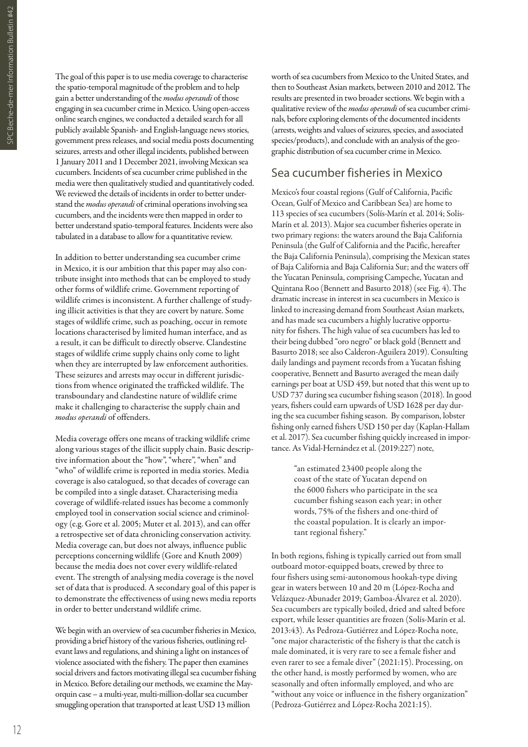The goal of this paper is to use media coverage to characterise the spatio-temporal magnitude of the problem and to help gain a better understanding of the *modus operandi* of those engaging in sea cucumber crime in Mexico. Using open-access online search engines, we conducted a detailed search for all publicly available Spanish- and English-language news stories, government press releases, and social media posts documenting seizures, arrests and other illegal incidents, published between 1 January 2011 and 1 December 2021, involving Mexican sea cucumbers. Incidents of sea cucumber crime published in the media were then qualitatively studied and quantitatively coded. We reviewed the details of incidents in order to better understand the *modus operandi* of criminal operations involving sea cucumbers, and the incidents were then mapped in order to better understand spatio-temporal features. Incidents were also tabulated in a database to allow for a quantitative review.

In addition to better understanding sea cucumber crime in Mexico, it is our ambition that this paper may also contribute insight into methods that can be employed to study other forms of wildlife crime. Government reporting of wildlife crimes is inconsistent. A further challenge of studying illicit activities is that they are covert by nature. Some stages of wildlife crime, such as poaching, occur in remote locations characterised by limited human interface, and as a result, it can be difficult to directly observe. Clandestine stages of wildlife crime supply chains only come to light when they are interrupted by law enforcement authorities. These seizures and arrests may occur in different jurisdictions from whence originated the trafficked wildlife. The transboundary and clandestine nature of wildlife crime make it challenging to characterise the supply chain and *modus operandi* of offenders.

Media coverage offers one means of tracking wildlife crime along various stages of the illicit supply chain. Basic descriptive information about the "how", "where", "when" and "who" of wildlife crime is reported in media stories. Media coverage is also catalogued, so that decades of coverage can be compiled into a single dataset. Characterising media coverage of wildlife-related issues has become a commonly employed tool in conservation social science and criminology (e.g. Gore et al. 2005; Muter et al. 2013), and can offer a retrospective set of data chronicling conservation activity. Media coverage can, but does not always, influence public perceptions concerning wildlife (Gore and Knuth 2009) because the media does not cover every wildlife-related event. The strength of analysing media coverage is the novel set of data that is produced. A secondary goal of this paper is to demonstrate the effectiveness of using news media reports in order to better understand wildlife crime.

We begin with an overview of sea cucumber fisheries in Mexico, providing a brief history of the various fisheries, outlining relevant laws and regulations, and shining a light on instances of violence associated with the fishery. The paper then examines social drivers and factors motivating illegal sea cucumber fishing in Mexico. Before detailing our methods, we examine the Mayorquin case – a multi-year, multi-million-dollar sea cucumber smuggling operation that transported at least USD 13 million worth of sea cucumbers from Mexico to the United States, and then to Southeast Asian markets, between 2010 and 2012. The results are presented in two broader sections. We begin with a qualitative review of the *modus operandi* of sea cucumber criminals, before exploring elements of the documented incidents (arrests, weights and values of seizures, species, and associated species/products), and conclude with an analysis of the geographic distribution of sea cucumber crime in Mexico.

## Sea cucumber fisheries in Mexico

Mexico's four coastal regions (Gulf of California, Pacific Ocean, Gulf of Mexico and Caribbean Sea) are home to 113 species of sea cucumbers (Solís-Marín et al. 2014; Solís-Marín et al. 2013). Major sea cucumber fisheries operate in two primary regions: the waters around the Baja California Peninsula (the Gulf of California and the Pacific, hereafter the Baja California Peninsula), comprising the Mexican states of Baja California and Baja California Sur; and the waters off the Yucatan Peninsula, comprising Campeche, Yucatan and Quintana Roo (Bennett and Basurto 2018) (see Fig. 4). The dramatic increase in interest in sea cucumbers in Mexico is linked to increasing demand from Southeast Asian markets, and has made sea cucumbers a highly lucrative opportunity for fishers. The high value of sea cucumbers has led to their being dubbed "oro negro" or black gold (Bennett and Basurto 2018; see also Calderon-Aguilera 2019). Consulting daily landings and payment records from a Yucatan fishing cooperative, Bennett and Basurto averaged the mean daily earnings per boat at USD 459, but noted that this went up to USD 737 during sea cucumber fishing season (2018). In good years, fishers could earn upwards of USD 1628 per day during the sea cucumber fishing season. By comparison, lobster fishing only earned fishers USD 150 per day (Kaplan-Hallam et al. 2017). Sea cucumber fishing quickly increased in importance. As Vidal-Hernández et al. (2019:227) note,

> "an estimated 23400 people along the coast of the state of Yucatan depend on the 6000 fishers who participate in the sea cucumber fishing season each year; in other words, 75% of the fishers and one-third of the coastal population. It is clearly an important regional fishery."

In both regions, fishing is typically carried out from small outboard motor-equipped boats, crewed by three to four fishers using semi-autonomous hookah-type diving gear in waters between 10 and 20 m (López-Rocha and Velázquez-Abunader 2019; Gamboa-Álvarez et al. 2020). Sea cucumbers are typically boiled, dried and salted before export, while lesser quantities are frozen (Solís-Marín et al. 2013:43). As Pedroza-Gutiérrez and López-Rocha note, "one major characteristic of the fishery is that the catch is male dominated, it is very rare to see a female fisher and even rarer to see a female diver" (2021:15). Processing, on the other hand, is mostly performed by women, who are seasonally and often informally employed, and who are "without any voice or influence in the fishery organization" (Pedroza-Gutiérrez and López-Rocha 2021:15).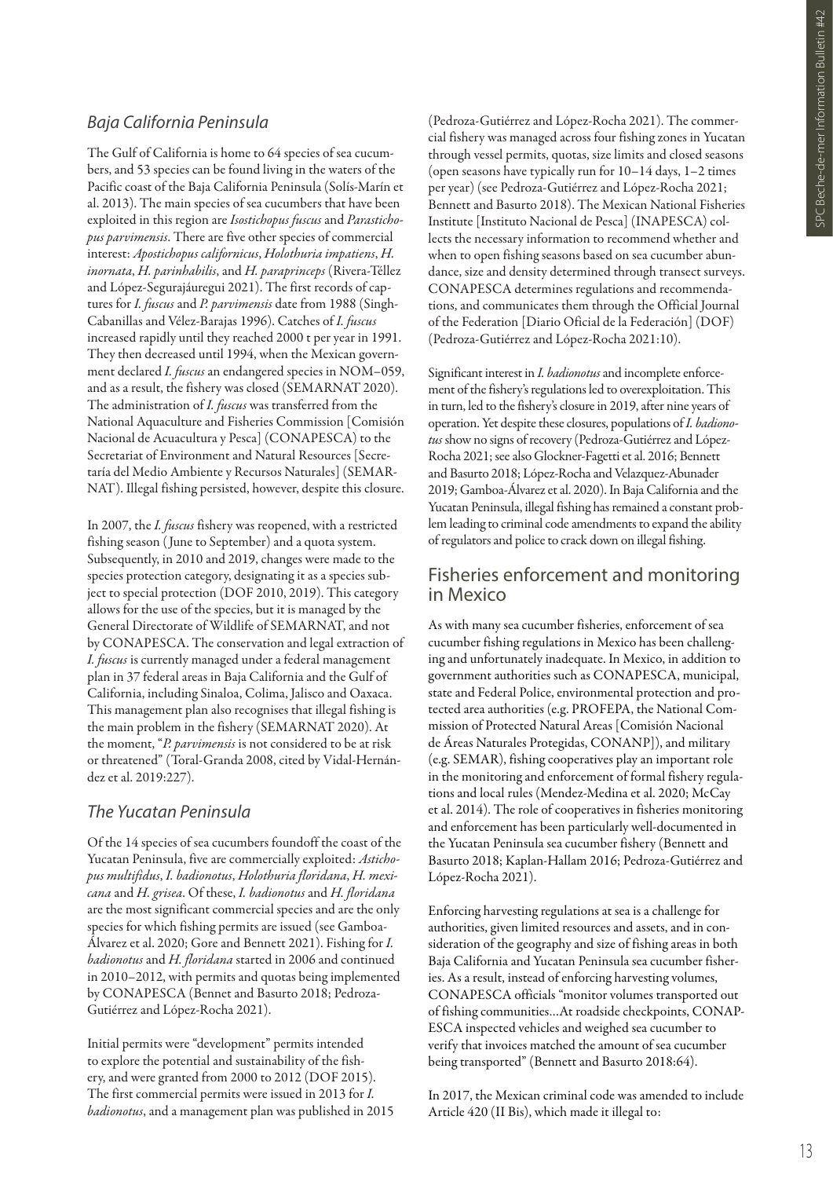## *Baja California Peninsula*

The Gulf of California is home to 64 species of sea cucumbers, and 53 species can be found living in the waters of the Pacific coast of the Baja California Peninsula (Solís-Marín et al. 2013). The main species of sea cucumbers that have been exploited in this region are *Isostichopus fuscus* and *Parastichopus parvimensis*. There are five other species of commercial interest: *Apostichopus californicus*, *Holothuria impatiens*, *H. inornata*, *H. parinhabilis*, and *H. paraprinceps* (Rivera-Téllez and López-Segurajáuregui 2021). The first records of captures for *I. fuscus* and *P. parvimensis* date from 1988 (Singh-Cabanillas and Vélez-Barajas 1996). Catches of *I. fuscus* increased rapidly until they reached 2000 t per year in 1991. They then decreased until 1994, when the Mexican government declared *I. fuscus* an endangered species in NOM–059, and as a result, the fishery was closed (SEMARNAT 2020). The administration of *I. fuscus* was transferred from the National Aquaculture and Fisheries Commission [Comisión Nacional de Acuacultura y Pesca] (CONAPESCA) to the Secretariat of Environment and Natural Resources [Secretaría del Medio Ambiente y Recursos Naturales] (SEMARNAT). Illegal fishing persisted, however, despite this closure.

In 2007, the *I. fuscus* fishery was reopened, with a restricted fishing season (June to September) and a quota system. Subsequently, in 2010 and 2019, changes were made to the species protection category, designating it as a species subject to special protection (DOF 2010, 2019). This category allows for the use of the species, but it is managed by the General Directorate of Wildlife of SEMARNAT, and not by CONAPESCA. The conservation and legal extraction of *I. fuscus* is currently managed under a federal management plan in 37 federal areas in Baja California and the Gulf of California, including Sinaloa, Colima, Jalisco and Oaxaca. This management plan also recognises that illegal fishing is the main problem in the fishery (SEMARNAT 2020). At the moment, "*P. parvimensis* is not considered to be at risk or threatened" (Toral-Granda 2008, cited by Vidal-Hernández et al. 2019:227).

## *The Yucatan Peninsula*

Of the 14 species of sea cucumbers foundoff the coast of the Yucatan Peninsula, five are commercially exploited: *Astichopus multifidus*, *I. badionotus*, *Holothuria floridana*, *H. mexicana* and *H. grisea*. Of these, *I. badionotus* and *H. floridana* are the most significant commercial species and are the only species for which fishing permits are issued (see Gamboa-Álvarez et al. 2020; Gore and Bennett 2021). Fishing for *I. badionotus* and *H. floridana* started in 2006 and continued in 2010–2012, with permits and quotas being implemented by CONAPESCA (Bennet and Basurto 2018; Pedroza-Gutiérrez and López-Rocha 2021).

Initial permits were "development" permits intended to explore the potential and sustainability of the fishery, and were granted from 2000 to 2012 (DOF 2015). The first commercial permits were issued in 2013 for *I. badionotus*, and a management plan was published in 2015 (Pedroza-Gutiérrez and López-Rocha 2021). The commercial fishery was managed across four fishing zones in Yucatan through vessel permits, quotas, size limits and closed seasons (open seasons have typically run for 10–14 days, 1–2 times per year) (see Pedroza-Gutiérrez and López-Rocha 2021; Bennett and Basurto 2018). The Mexican National Fisheries Institute [Instituto Nacional de Pesca] (INAPESCA) collects the necessary information to recommend whether and when to open fishing seasons based on sea cucumber abundance, size and density determined through transect surveys. CONAPESCA determines regulations and recommendations, and communicates them through the Official Journal of the Federation [Diario Oficial de la Federación] (DOF) (Pedroza-Gutiérrez and López-Rocha 2021:10).

Significant interest in *I. badionotus* and incomplete enforcement of the fishery's regulations led to overexploitation. This in turn, led to the fishery's closure in 2019, after nine years of operation. Yet despite these closures, populations of *I. badionotus* show no signs of recovery (Pedroza-Gutiérrez and López-Rocha 2021; see also Glockner-Fagetti et al. 2016; Bennett and Basurto 2018; López-Rocha and Velazquez-Abunader 2019; Gamboa-Álvarez et al. 2020). In Baja California and the Yucatan Peninsula, illegal fishing has remained a constant problem leading to criminal code amendments to expand the ability of regulators and police to crack down on illegal fishing.

## Fisheries enforcement and monitoring in Mexico

As with many sea cucumber fisheries, enforcement of sea cucumber fishing regulations in Mexico has been challenging and unfortunately inadequate. In Mexico, in addition to government authorities such as CONAPESCA, municipal, state and Federal Police, environmental protection and protected area authorities (e.g. PROFEPA, the National Commission of Protected Natural Areas [Comisión Nacional de Áreas Naturales Protegidas, CONANP]), and military (e.g. SEMAR), fishing cooperatives play an important role in the monitoring and enforcement of formal fishery regulations and local rules (Mendez-Medina et al. 2020; McCay et al. 2014). The role of cooperatives in fisheries monitoring and enforcement has been particularly well-documented in the Yucatan Peninsula sea cucumber fishery (Bennett and Basurto 2018; Kaplan-Hallam 2016; Pedroza-Gutiérrez and López-Rocha 2021).

Enforcing harvesting regulations at sea is a challenge for authorities, given limited resources and assets, and in consideration of the geography and size of fishing areas in both Baja California and Yucatan Peninsula sea cucumber fisheries. As a result, instead of enforcing harvesting volumes, CONAPESCA officials "monitor volumes transported out of fishing communities…At roadside checkpoints, CONAPESCA inspected vehicles and weighed sea cucumber to verify that invoices matched the amount of sea cucumber being transported" (Bennett and Basurto 2018:64).

In 2017, the Mexican criminal code was amended to include Article 420 (II Bis), which made it illegal to: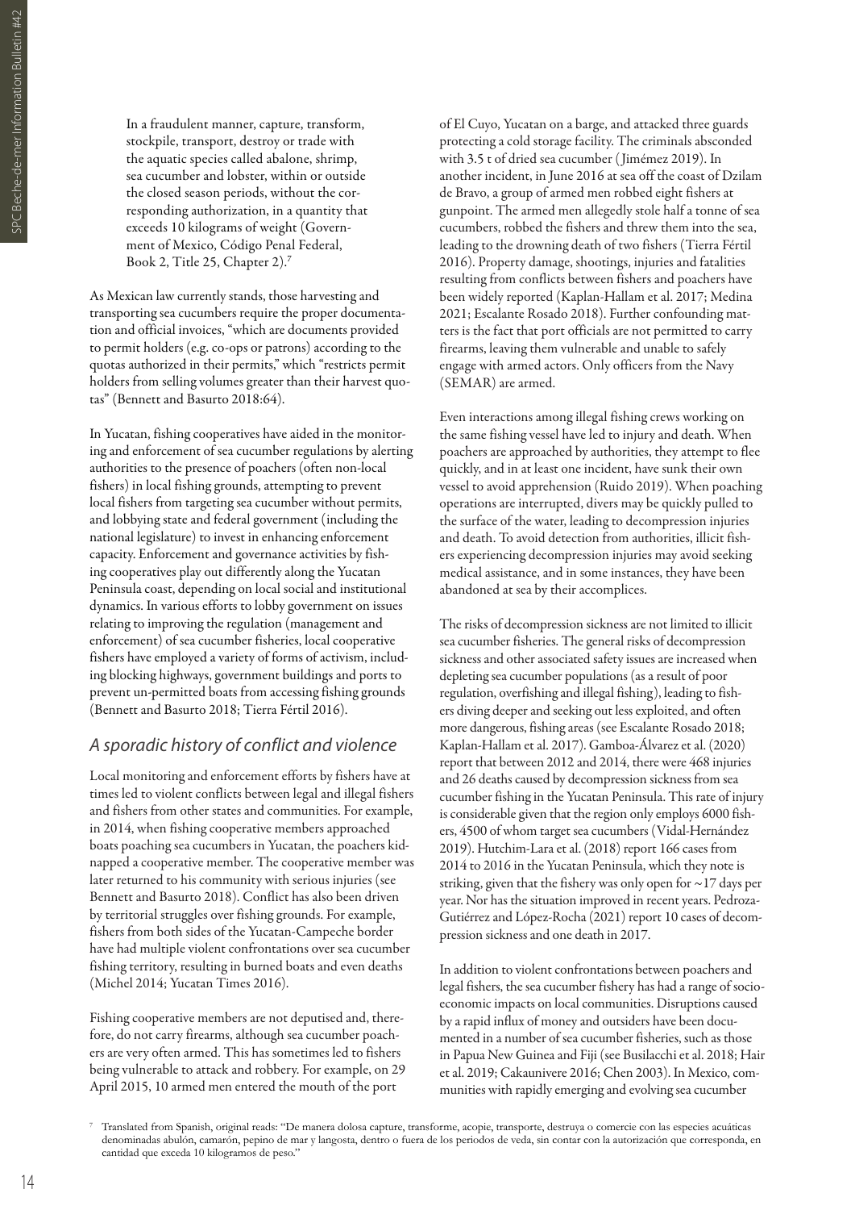> In a fraudulent manner, capture, transform, stockpile, transport, destroy or trade with the aquatic species called abalone, shrimp, sea cucumber and lobster, within or outside the closed season periods, without the corresponding authorization, in a quantity that exceeds 10 kilograms of weight (Government of Mexico, Código Penal Federal, Book 2, Title 25, Chapter 2).[7]

As Mexican law currently stands, those harvesting and transporting sea cucumbers require the proper documentation and official invoices, "which are documents provided to permit holders (e.g. co-ops or patrons) according to the quotas authorized in their permits," which "restricts permit holders from selling volumes greater than their harvest quotas" (Bennett and Basurto 2018:64).

In Yucatan, fishing cooperatives have aided in the monitoring and enforcement of sea cucumber regulations by alerting authorities to the presence of poachers (often non-local fishers) in local fishing grounds, attempting to prevent local fishers from targeting sea cucumber without permits, and lobbying state and federal government (including the national legislature) to invest in enhancing enforcement capacity. Enforcement and governance activities by fishing cooperatives play out differently along the Yucatan Peninsula coast, depending on local social and institutional dynamics. In various efforts to lobby government on issues relating to improving the regulation (management and enforcement) of sea cucumber fisheries, local cooperative fishers have employed a variety of forms of activism, including blocking highways, government buildings and ports to prevent un-permitted boats from accessing fishing grounds (Bennett and Basurto 2018; Tierra Fértil 2016).

## *A sporadic history of conflict and violence*

Local monitoring and enforcement efforts by fishers have at times led to violent conflicts between legal and illegal fishers and fishers from other states and communities. For example, in 2014, when fishing cooperative members approached boats poaching sea cucumbers in Yucatan, the poachers kidnapped a cooperative member. The cooperative member was later returned to his community with serious injuries (see Bennett and Basurto 2018). Conflict has also been driven by territorial struggles over fishing grounds. For example, fishers from both sides of the Yucatan-Campeche border have had multiple violent confrontations over sea cucumber fishing territory, resulting in burned boats and even deaths (Michel 2014; Yucatan Times 2016).

Fishing cooperative members are not deputised and, therefore, do not carry firearms, although sea cucumber poachers are very often armed. This has sometimes led to fishers being vulnerable to attack and robbery. For example, on 29 April 2015, 10 armed men entered the mouth of the port of El Cuyo, Yucatan on a barge, and attacked three guards protecting a cold storage facility. The criminals absconded with 3.5 t of dried sea cucumber (Jimémez 2019). In another incident, in June 2016 at sea off the coast of Dzilam de Bravo, a group of armed men robbed eight fishers at gunpoint. The armed men allegedly stole half a tonne of sea cucumbers, robbed the fishers and threw them into the sea, leading to the drowning death of two fishers (Tierra Fértil 2016). Property damage, shootings, injuries and fatalities resulting from conflicts between fishers and poachers have been widely reported (Kaplan-Hallam et al. 2017; Medina 2021; Escalante Rosado 2018). Further confounding matters is the fact that port officials are not permitted to carry firearms, leaving them vulnerable and unable to safely engage with armed actors. Only officers from the Navy (SEMAR) are armed.

Even interactions among illegal fishing crews working on the same fishing vessel have led to injury and death. When poachers are approached by authorities, they attempt to flee quickly, and in at least one incident, have sunk their own vessel to avoid apprehension (Ruido 2019). When poaching operations are interrupted, divers may be quickly pulled to the surface of the water, leading to decompression injuries and death. To avoid detection from authorities, illicit fishers experiencing decompression injuries may avoid seeking medical assistance, and in some instances, they have been abandoned at sea by their accomplices.

The risks of decompression sickness are not limited to illicit sea cucumber fisheries. The general risks of decompression sickness and other associated safety issues are increased when depleting sea cucumber populations (as a result of poor regulation, overfishing and illegal fishing), leading to fishers diving deeper and seeking out less exploited, and often more dangerous, fishing areas (see Escalante Rosado 2018; Kaplan-Hallam et al. 2017). Gamboa-Álvarez et al. (2020) report that between 2012 and 2014, there were 468 injuries and 26 deaths caused by decompression sickness from sea cucumber fishing in the Yucatan Peninsula. This rate of injury is considerable given that the region only employs 6000 fishers, 4500 of whom target sea cucumbers (Vidal-Hernández 2019). Hutchim-Lara et al. (2018) report 166 cases from 2014 to 2016 in the Yucatan Peninsula, which they note is striking, given that the fishery was only open for ~17 days per year. Nor has the situation improved in recent years. Pedroza-Gutiérrez and López-Rocha (2021) report 10 cases of decompression sickness and one death in 2017.

In addition to violent confrontations between poachers and legal fishers, the sea cucumber fishery has had a range of socio-economic impacts on local communities. Disruptions caused by a rapid influx of money and outsiders have been documented in a number of sea cucumber fisheries, such as those in Papua New Guinea and Fiji (see Busilacchi et al. 2018; Hair et al. 2019; Cakaunivere 2016; Chen 2003). In Mexico, communities with rapidly emerging and evolving sea cucumber

[7] Translated from Spanish, original reads: "De manera dolosa capture, transforme, acopie, transporte, destruya o comercie con las especies acuáticas denominadas abulón, camarón, pepino de mar y langosta, dentro o fuera de los periodos de veda, sin contar con la autorización que corresponda, en cantidad que exceda 10 kilogramos de peso."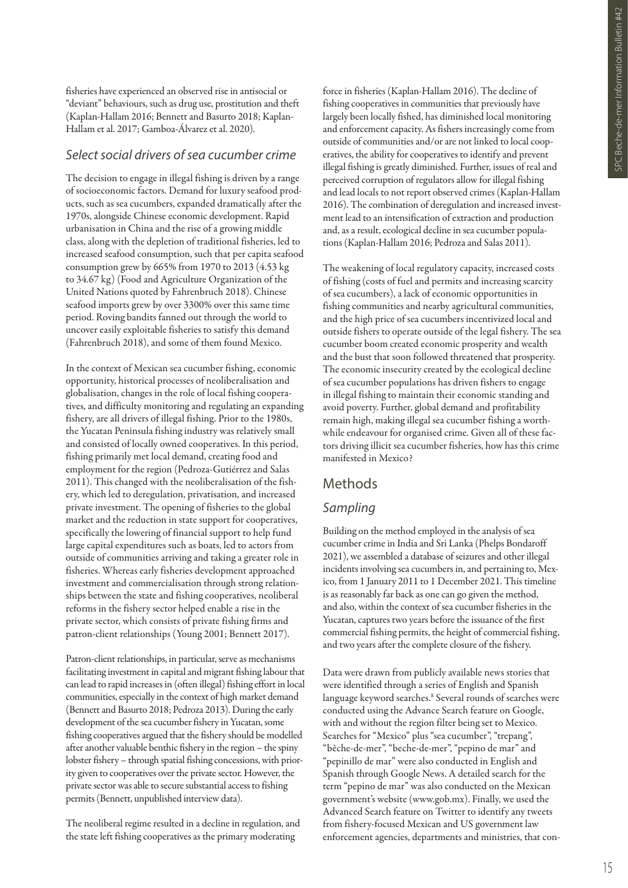fisheries have experienced an observed rise in antisocial or "deviant" behaviours, such as drug use, prostitution and theft (Kaplan-Hallam 2016; Bennett and Basurto 2018; Kaplan-Hallam et al. 2017; Gamboa-Álvarez et al. 2020).

### *Select social drivers of sea cucumber crime*

The decision to engage in illegal fishing is driven by a range of socioeconomic factors. Demand for luxury seafood products, such as sea cucumbers, expanded dramatically after the 1970s, alongside Chinese economic development. Rapid urbanisation in China and the rise of a growing middle class, along with the depletion of traditional fisheries, led to increased seafood consumption, such that per capita seafood consumption grew by 665% from 1970 to 2013 (4.53 kg to 34.67 kg) (Food and Agriculture Organization of the United Nations quoted by Fahrenbruch 2018). Chinese seafood imports grew by over 3300% over this same time period. Roving bandits fanned out through the world to uncover easily exploitable fisheries to satisfy this demand (Fahrenbruch 2018), and some of them found Mexico.

In the context of Mexican sea cucumber fishing, economic opportunity, historical processes of neoliberalisation and globalisation, changes in the role of local fishing cooperatives, and difficulty monitoring and regulating an expanding fishery, are all drivers of illegal fishing. Prior to the 1980s, the Yucatan Peninsula fishing industry was relatively small and consisted of locally owned cooperatives. In this period, fishing primarily met local demand, creating food and employment for the region (Pedroza-Gutiérrez and Salas 2011). This changed with the neoliberalisation of the fishery, which led to deregulation, privatisation, and increased private investment. The opening of fisheries to the global market and the reduction in state support for cooperatives, specifically the lowering of financial support to help fund large capital expenditures such as boats, led to actors from outside of communities arriving and taking a greater role in fisheries. Whereas early fisheries development approached investment and commercialisation through strong relationships between the state and fishing cooperatives, neoliberal reforms in the fishery sector helped enable a rise in the private sector, which consists of private fishing firms and patron-client relationships (Young 2001; Bennett 2017).

Patron-client relationships, in particular, serve as mechanisms facilitating investment in capital and migrant fishing labour that can lead to rapid increases in (often illegal) fishing effort in local communities, especially in the context of high market demand (Bennett and Basurto 2018; Pedroza 2013). During the early development of the sea cucumber fishery in Yucatan, some fishing cooperatives argued that the fishery should be modelled after another valuable benthic fishery in the region – the spiny lobster fishery – through spatial fishing concessions, with priority given to cooperatives over the private sector. However, the private sector was able to secure substantial access to fishing permits (Bennett, unpublished interview data).

The neoliberal regime resulted in a decline in regulation, and the state left fishing cooperatives as the primary moderating force in fisheries (Kaplan-Hallam 2016). The decline of fishing cooperatives in communities that previously have largely been locally fished, has diminished local monitoring and enforcement capacity. As fishers increasingly come from outside of communities and/or are not linked to local cooperatives, the ability for cooperatives to identify and prevent illegal fishing is greatly diminished. Further, issues of real and perceived corruption of regulators allow for illegal fishing and lead locals to not report observed crimes (Kaplan-Hallam 2016). The combination of deregulation and increased investment lead to an intensification of extraction and production and, as a result, ecological decline in sea cucumber populations (Kaplan-Hallam 2016; Pedroza and Salas 2011).

The weakening of local regulatory capacity, increased costs of fishing (costs of fuel and permits and increasing scarcity of sea cucumbers), a lack of economic opportunities in fishing communities and nearby agricultural communities, and the high price of sea cucumbers incentivized local and outside fishers to operate outside of the legal fishery. The sea cucumber boom created economic prosperity and wealth and the bust that soon followed threatened that prosperity. The economic insecurity created by the ecological decline of sea cucumber populations has driven fishers to engage in illegal fishing to maintain their economic standing and avoid poverty. Further, global demand and profitability remain high, making illegal sea cucumber fishing a worthwhile endeavour for organised crime. Given all of these factors driving illicit sea cucumber fisheries, how has this crime manifested in Mexico?

## Methods

### *Sampling*

Building on the method employed in the analysis of sea cucumber crime in India and Sri Lanka (Phelps Bondaroff 2021), we assembled a database of seizures and other illegal incidents involving sea cucumbers in, and pertaining to, Mexico, from 1 January 2011 to 1 December 2021. This timeline is as reasonably far back as one can go given the method, and also, within the context of sea cucumber fisheries in the Yucatan, captures two years before the issuance of the first commercial fishing permits, the height of commercial fishing, and two years after the complete closure of the fishery.

Data were drawn from publicly available news stories that were identified through a series of English and Spanish language keyword searches.[8] Several rounds of searches were conducted using the Advance Search feature on Google, with and without the region filter being set to Mexico. Searches for "Mexico" plus "sea cucumber", "trepang", "bêche-de-mer", "beche-de-mer", "pepino de mar" and "pepinillo de mar" were also conducted in English and Spanish through Google News. A detailed search for the term "pepino de mar" was also conducted on the Mexican government's website (www.gob.mx). Finally, we used the Advanced Search feature on Twitter to identify any tweets from fishery-focused Mexican and US government law enforcement agencies, departments and ministries, that con-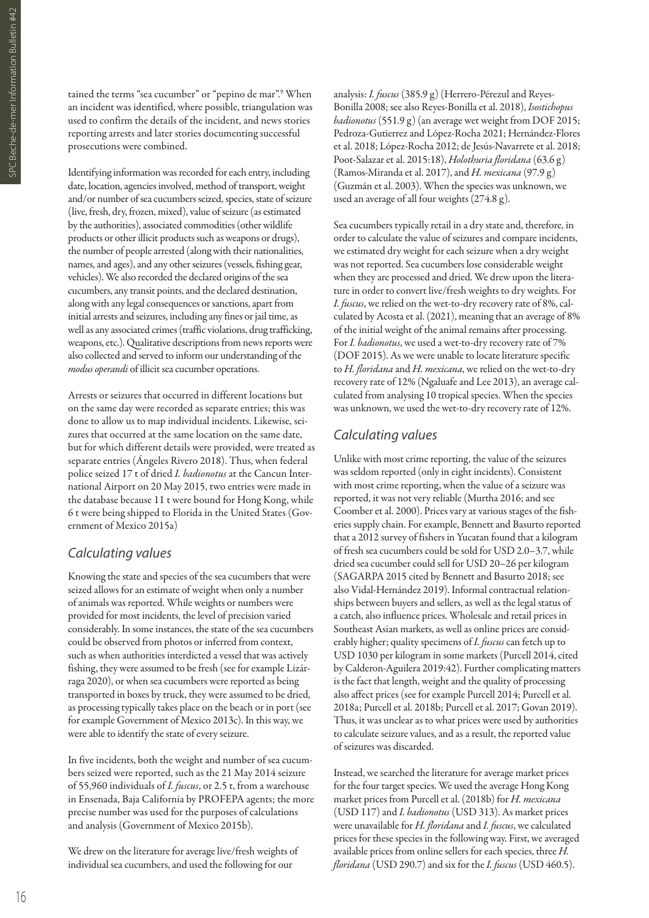tained the terms "sea cucumber" or "pepino de mar".[9] When an incident was identified, where possible, triangulation was used to confirm the details of the incident, and news stories reporting arrests and later stories documenting successful prosecutions were combined.

Identifying information was recorded for each entry, including date, location, agencies involved, method of transport, weight and/or number of sea cucumbers seized, species, state of seizure (live, fresh, dry, frozen, mixed), value of seizure (as estimated by the authorities), associated commodities (other wildlife products or other illicit products such as weapons or drugs), the number of people arrested (along with their nationalities, names, and ages), and any other seizures (vessels, fishing gear, vehicles). We also recorded the declared origins of the sea cucumbers, any transit points, and the declared destination, along with any legal consequences or sanctions, apart from initial arrests and seizures, including any fines or jail time, as well as any associated crimes (traffic violations, drug trafficking, weapons, etc.). Qualitative descriptions from news reports were also collected and served to inform our understanding of the *modus operandi* of illicit sea cucumber operations.

Arrests or seizures that occurred in different locations but on the same day were recorded as separate entries; this was done to allow us to map individual incidents. Likewise, seizures that occurred at the same location on the same date, but for which different details were provided, were treated as separate entries (Ángeles Rivero 2018). Thus, when federal police seized 17 t of dried *I. badionotus* at the Cancun International Airport on 20 May 2015, two entries were made in the database because 11 t were bound for Hong Kong, while 6 t were being shipped to Florida in the United States (Government of Mexico 2015a)

## *Calculating values*

Knowing the state and species of the sea cucumbers that were seized allows for an estimate of weight when only a number of animals was reported. While weights or numbers were provided for most incidents, the level of precision varied considerably. In some instances, the state of the sea cucumbers could be observed from photos or inferred from context, such as when authorities interdicted a vessel that was actively fishing, they were assumed to be fresh (see for example Lizárraga 2020), or when sea cucumbers were reported as being transported in boxes by truck, they were assumed to be dried, as processing typically takes place on the beach or in port (see for example Government of Mexico 2013c). In this way, we were able to identify the state of every seizure.

In five incidents, both the weight and number of sea cucumbers seized were reported, such as the 21 May 2014 seizure of 55,960 individuals of *I. fuscus*, or 2.5 t, from a warehouse in Ensenada, Baja California by PROFEPA agents; the more precise number was used for the purposes of calculations and analysis (Government of Mexico 2015b).

We drew on the literature for average live/fresh weights of individual sea cucumbers, and used the following for our analysis: *I. fuscus* (385.9 g) (Herrero-Pérezul and Reyes-Bonilla 2008; see also Reyes-Bonilla et al. 2018), *Isostichopus badionotus* (551.9 g) (an average wet weight from DOF 2015; Pedroza-Gutierrez and López-Rocha 2021; Hernández-Flores et al. 2018; López-Rocha 2012; de Jesús-Navarrete et al. 2018; Poot-Salazar et al. 2015:18), *Holothuria floridana* (63.6 g) (Ramos-Miranda et al. 2017), and *H. mexicana* (97.9 g) (Guzmán et al. 2003). When the species was unknown, we used an average of all four weights (274.8 g).

Sea cucumbers typically retail in a dry state and, therefore, in order to calculate the value of seizures and compare incidents, we estimated dry weight for each seizure when a dry weight was not reported. Sea cucumbers lose considerable weight when they are processed and dried. We drew upon the literature in order to convert live/fresh weights to dry weights. For *I. fuscus*, we relied on the wet-to-dry recovery rate of 8%, calculated by Acosta et al. (2021), meaning that an average of 8% of the initial weight of the animal remains after processing. For *I. badionotus*, we used a wet-to-dry recovery rate of 7% (DOF 2015). As we were unable to locate literature specific to *H. floridana* and *H. mexicana*, we relied on the wet-to-dry recovery rate of 12% (Ngaluafe and Lee 2013), an average calculated from analysing 10 tropical species. When the species was unknown, we used the wet-to-dry recovery rate of 12%.

## *Calculating values*

Unlike with most crime reporting, the value of the seizures was seldom reported (only in eight incidents). Consistent with most crime reporting, when the value of a seizure was reported, it was not very reliable (Murtha 2016; and see Coomber et al. 2000). Prices vary at various stages of the fisheries supply chain. For example, Bennett and Basurto reported that a 2012 survey of fishers in Yucatan found that a kilogram of fresh sea cucumbers could be sold for USD 2.0–3.7, while dried sea cucumber could sell for USD 20–26 per kilogram (SAGARPA 2015 cited by Bennett and Basurto 2018; see also Vidal-Hernández 2019). Informal contractual relationships between buyers and sellers, as well as the legal status of a catch, also influence prices. Wholesale and retail prices in Southeast Asian markets, as well as online prices are considerably higher; quality specimens of *I. fuscus* can fetch up to USD 1030 per kilogram in some markets (Purcell 2014, cited by Calderon-Aguilera 2019:42). Further complicating matters is the fact that length, weight and the quality of processing also affect prices (see for example Purcell 2014; Purcell et al. 2018a; Purcell et al. 2018b; Purcell et al. 2017; Govan 2019). Thus, it was unclear as to what prices were used by authorities to calculate seizure values, and as a result, the reported value of seizures was discarded.

Instead, we searched the literature for average market prices for the four target species. We used the average Hong Kong market prices from Purcell et al. (2018b) for *H. mexicana* (USD 117) and *I. badionotus* (USD 313). As market prices were unavailable for *H. floridana* and *I. fuscus*, we calculated prices for these species in the following way. First, we averaged available prices from online sellers for each species, three *H. floridana* (USD 290.7) and six for the *I. fuscus* (USD 460.5).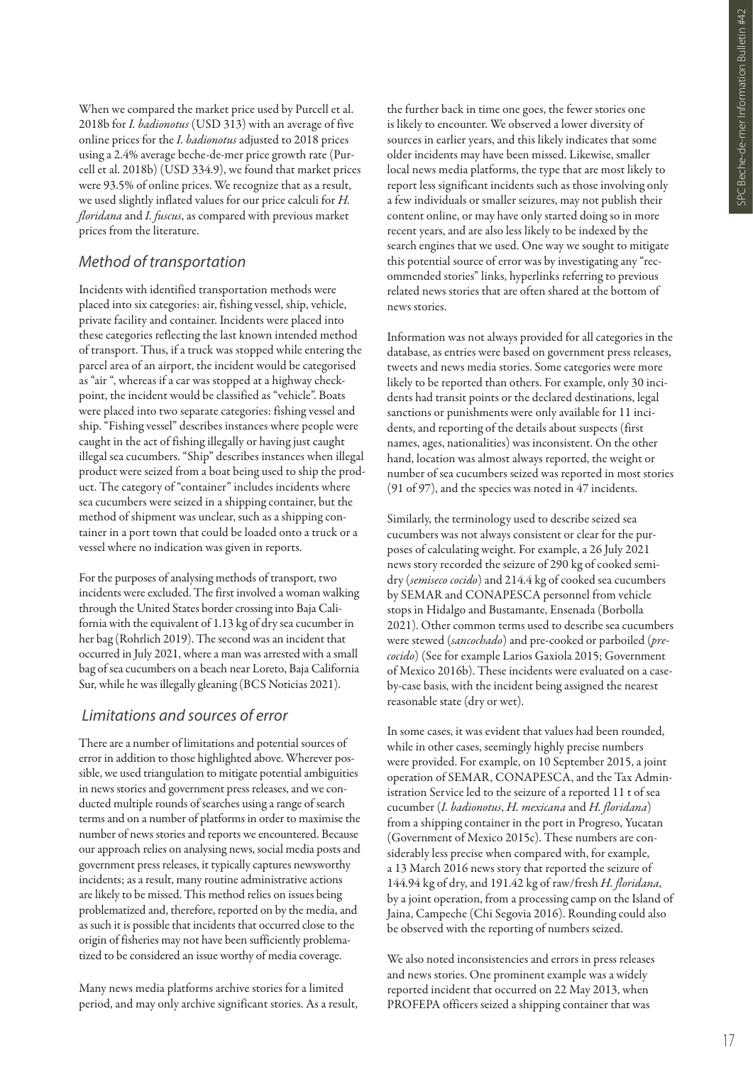When we compared the market price used by Purcell et al. 2018b for *I. badionotus* (USD 313) with an average of five online prices for the *I. badionotus* adjusted to 2018 prices using a 2.4% average beche-de-mer price growth rate (Purcell et al. 2018b) (USD 334.9), we found that market prices were 93.5% of online prices. We recognize that as a result, we used slightly inflated values for our price calculi for *H. floridana* and *I. fuscus*, as compared with previous market prices from the literature.

## Method of transportation

Incidents with identified transportation methods were placed into six categories: air, fishing vessel, ship, vehicle, private facility and container. Incidents were placed into these categories reflecting the last known intended method of transport. Thus, if a truck was stopped while entering the parcel area of an airport, the incident would be categorised as "air ", whereas if a car was stopped at a highway checkpoint, the incident would be classified as "vehicle". Boats were placed into two separate categories: fishing vessel and ship. "Fishing vessel" describes instances where people were caught in the act of fishing illegally or having just caught illegal sea cucumbers. "Ship" describes instances when illegal product were seized from a boat being used to ship the product. The category of "container" includes incidents where sea cucumbers were seized in a shipping container, but the method of shipment was unclear, such as a shipping container in a port town that could be loaded onto a truck or a vessel where no indication was given in reports.

For the purposes of analysing methods of transport, two incidents were excluded. The first involved a woman walking through the United States border crossing into Baja California with the equivalent of 1.13 kg of dry sea cucumber in her bag (Rohrlich 2019). The second was an incident that occurred in July 2021, where a man was arrested with a small bag of sea cucumbers on a beach near Loreto, Baja California Sur, while he was illegally gleaning (BCS Noticias 2021).

## Limitations and sources of error

There are a number of limitations and potential sources of error in addition to those highlighted above. Wherever possible, we used triangulation to mitigate potential ambiguities in news stories and government press releases, and we conducted multiple rounds of searches using a range of search terms and on a number of platforms in order to maximise the number of news stories and reports we encountered. Because our approach relies on analysing news, social media posts and government press releases, it typically captures newsworthy incidents; as a result, many routine administrative actions are likely to be missed. This method relies on issues being problematized and, therefore, reported on by the media, and as such it is possible that incidents that occurred close to the origin of fisheries may not have been sufficiently problematized to be considered an issue worthy of media coverage.

Many news media platforms archive stories for a limited period, and may only archive significant stories. As a result, the further back in time one goes, the fewer stories one is likely to encounter. We observed a lower diversity of sources in earlier years, and this likely indicates that some older incidents may have been missed. Likewise, smaller local news media platforms, the type that are most likely to report less significant incidents such as those involving only a few individuals or smaller seizures, may not publish their content online, or may have only started doing so in more recent years, and are also less likely to be indexed by the search engines that we used. One way we sought to mitigate this potential source of error was by investigating any "recommended stories" links, hyperlinks referring to previous related news stories that are often shared at the bottom of news stories.

Information was not always provided for all categories in the database, as entries were based on government press releases, tweets and news media stories. Some categories were more likely to be reported than others. For example, only 30 incidents had transit points or the declared destinations, legal sanctions or punishments were only available for 11 incidents, and reporting of the details about suspects (first names, ages, nationalities) was inconsistent. On the other hand, location was almost always reported, the weight or number of sea cucumbers seized was reported in most stories (91 of 97), and the species was noted in 47 incidents.

Similarly, the terminology used to describe seized sea cucumbers was not always consistent or clear for the purposes of calculating weight. For example, a 26 July 2021 news story recorded the seizure of 290 kg of cooked semi-dry (*semiseco cocido*) and 214.4 kg of cooked sea cucumbers by SEMAR and CONAPESCA personnel from vehicle stops in Hidalgo and Bustamante, Ensenada (Borbolla 2021). Other common terms used to describe sea cucumbers were stewed (*sancochado*) and pre-cooked or parboiled (*pre-cocido*) (See for example Larios Gaxiola 2015; Government of Mexico 2016b). These incidents were evaluated on a case-by-case basis, with the incident being assigned the nearest reasonable state (dry or wet).

In some cases, it was evident that values had been rounded, while in other cases, seemingly highly precise numbers were provided. For example, on 10 September 2015, a joint operation of SEMAR, CONAPESCA, and the Tax Administration Service led to the seizure of a reported 11 t of sea cucumber (*I. badionotus*, *H. mexicana* and *H. floridana*) from a shipping container in the port in Progreso, Yucatan (Government of Mexico 2015c). These numbers are considerably less precise when compared with, for example, a 13 March 2016 news story that reported the seizure of 144.94 kg of dry, and 191.42 kg of raw/fresh *H. floridana*, by a joint operation, from a processing camp on the Island of Jaina, Campeche (Chi Segovia 2016). Rounding could also be observed with the reporting of numbers seized.

We also noted inconsistencies and errors in press releases and news stories. One prominent example was a widely reported incident that occurred on 22 May 2013, when PROFEPA officers seized a shipping container that was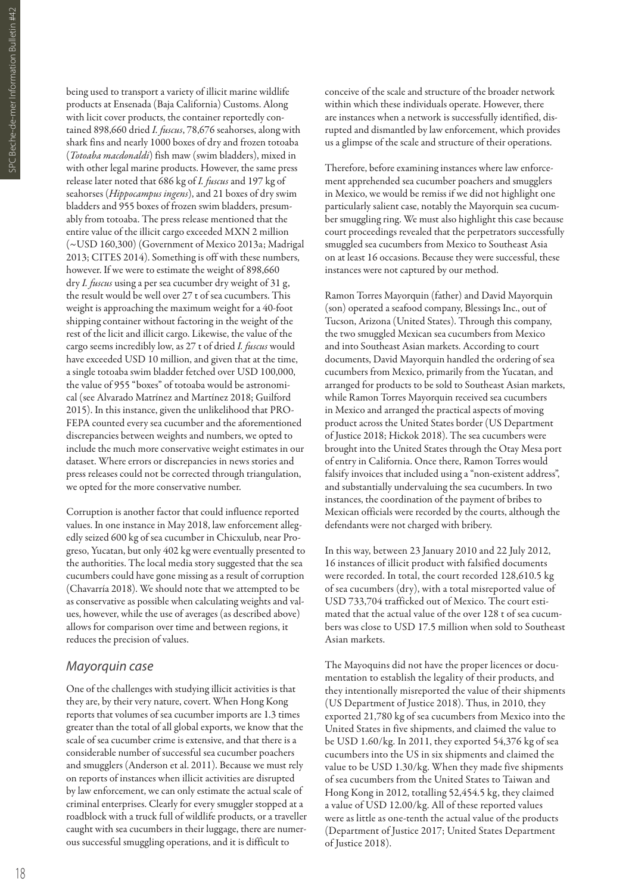being used to transport a variety of illicit marine wildlife products at Ensenada (Baja California) Customs. Along with licit cover products, the container reportedly contained 898,660 dried *I. fuscus*, 78,676 seahorses, along with shark fins and nearly 1000 boxes of dry and frozen totoaba (*Totoaba macdonaldi*) fish maw (swim bladders), mixed in with other legal marine products. However, the same press release later noted that 686 kg of *I. fuscus* and 197 kg of seahorses (*Hippocampus ingens*), and 21 boxes of dry swim bladders and 955 boxes of frozen swim bladders, presumably from totoaba. The press release mentioned that the entire value of the illicit cargo exceeded MXN 2 million (~USD 160,300) (Government of Mexico 2013a; Madrigal 2013; CITES 2014). Something is off with these numbers, however. If we were to estimate the weight of 898,660 dry *I. fuscus* using a per sea cucumber dry weight of 31 g, the result would be well over 27 t of sea cucumbers. This weight is approaching the maximum weight for a 40-foot shipping container without factoring in the weight of the rest of the licit and illicit cargo. Likewise, the value of the cargo seems incredibly low, as 27 t of dried *I. fuscus* would have exceeded USD 10 million, and given that at the time, a single totoaba swim bladder fetched over USD 100,000, the value of 955 "boxes" of totoaba would be astronomical (see Alvarado Matrínez and Martínez 2018; Guilford 2015). In this instance, given the unlikelihood that PROFEPA counted every sea cucumber and the aforementioned discrepancies between weights and numbers, we opted to include the much more conservative weight estimates in our dataset. Where errors or discrepancies in news stories and press releases could not be corrected through triangulation, we opted for the more conservative number.

Corruption is another factor that could influence reported values. In one instance in May 2018, law enforcement allegedly seized 600 kg of sea cucumber in Chicxulub, near Progreso, Yucatan, but only 402 kg were eventually presented to the authorities. The local media story suggested that the sea cucumbers could have gone missing as a result of corruption (Chavarría 2018). We should note that we attempted to be as conservative as possible when calculating weights and values, however, while the use of averages (as described above) allows for comparison over time and between regions, it reduces the precision of values.

## Mayorquin case

One of the challenges with studying illicit activities is that they are, by their very nature, covert. When Hong Kong reports that volumes of sea cucumber imports are 1.3 times greater than the total of all global exports, we know that the scale of sea cucumber crime is extensive, and that there is a considerable number of successful sea cucumber poachers and smugglers (Anderson et al. 2011). Because we must rely on reports of instances when illicit activities are disrupted by law enforcement, we can only estimate the actual scale of criminal enterprises. Clearly for every smuggler stopped at a roadblock with a truck full of wildlife products, or a traveller caught with sea cucumbers in their luggage, there are numerous successful smuggling operations, and it is difficult to conceive of the scale and structure of the broader network within which these individuals operate. However, there are instances when a network is successfully identified, disrupted and dismantled by law enforcement, which provides us a glimpse of the scale and structure of their operations.

Therefore, before examining instances where law enforcement apprehended sea cucumber poachers and smugglers in Mexico, we would be remiss if we did not highlight one particularly salient case, notably the Mayorquin sea cucumber smuggling ring. We must also highlight this case because court proceedings revealed that the perpetrators successfully smuggled sea cucumbers from Mexico to Southeast Asia on at least 16 occasions. Because they were successful, these instances were not captured by our method.

Ramon Torres Mayorquin (father) and David Mayorquin (son) operated a seafood company, Blessings Inc., out of Tucson, Arizona (United States). Through this company, the two smuggled Mexican sea cucumbers from Mexico and into Southeast Asian markets. According to court documents, David Mayorquin handled the ordering of sea cucumbers from Mexico, primarily from the Yucatan, and arranged for products to be sold to Southeast Asian markets, while Ramon Torres Mayorquin received sea cucumbers in Mexico and arranged the practical aspects of moving product across the United States border (US Department of Justice 2018; Hickok 2018). The sea cucumbers were brought into the United States through the Otay Mesa port of entry in California. Once there, Ramon Torres would falsify invoices that included using a "non-existent address", and substantially undervaluing the sea cucumbers. In two instances, the coordination of the payment of bribes to Mexican officials were recorded by the courts, although the defendants were not charged with bribery.

In this way, between 23 January 2010 and 22 July 2012, 16 instances of illicit product with falsified documents were recorded. In total, the court recorded 128,610.5 kg of sea cucumbers (dry), with a total misreported value of USD 733,704 trafficked out of Mexico. The court estimated that the actual value of the over 128 t of sea cucumbers was close to USD 17.5 million when sold to Southeast Asian markets.

The Mayoquins did not have the proper licences or documentation to establish the legality of their products, and they intentionally misreported the value of their shipments (US Department of Justice 2018). Thus, in 2010, they exported 21,780 kg of sea cucumbers from Mexico into the United States in five shipments, and claimed the value to be USD 1.60/kg. In 2011, they exported 54,376 kg of sea cucumbers into the US in six shipments and claimed the value to be USD 1.30/kg. When they made five shipments of sea cucumbers from the United States to Taiwan and Hong Kong in 2012, totalling 52,454.5 kg, they claimed a value of USD 12.00/kg. All of these reported values were as little as one-tenth the actual value of the products (Department of Justice 2017; United States Department of Justice 2018).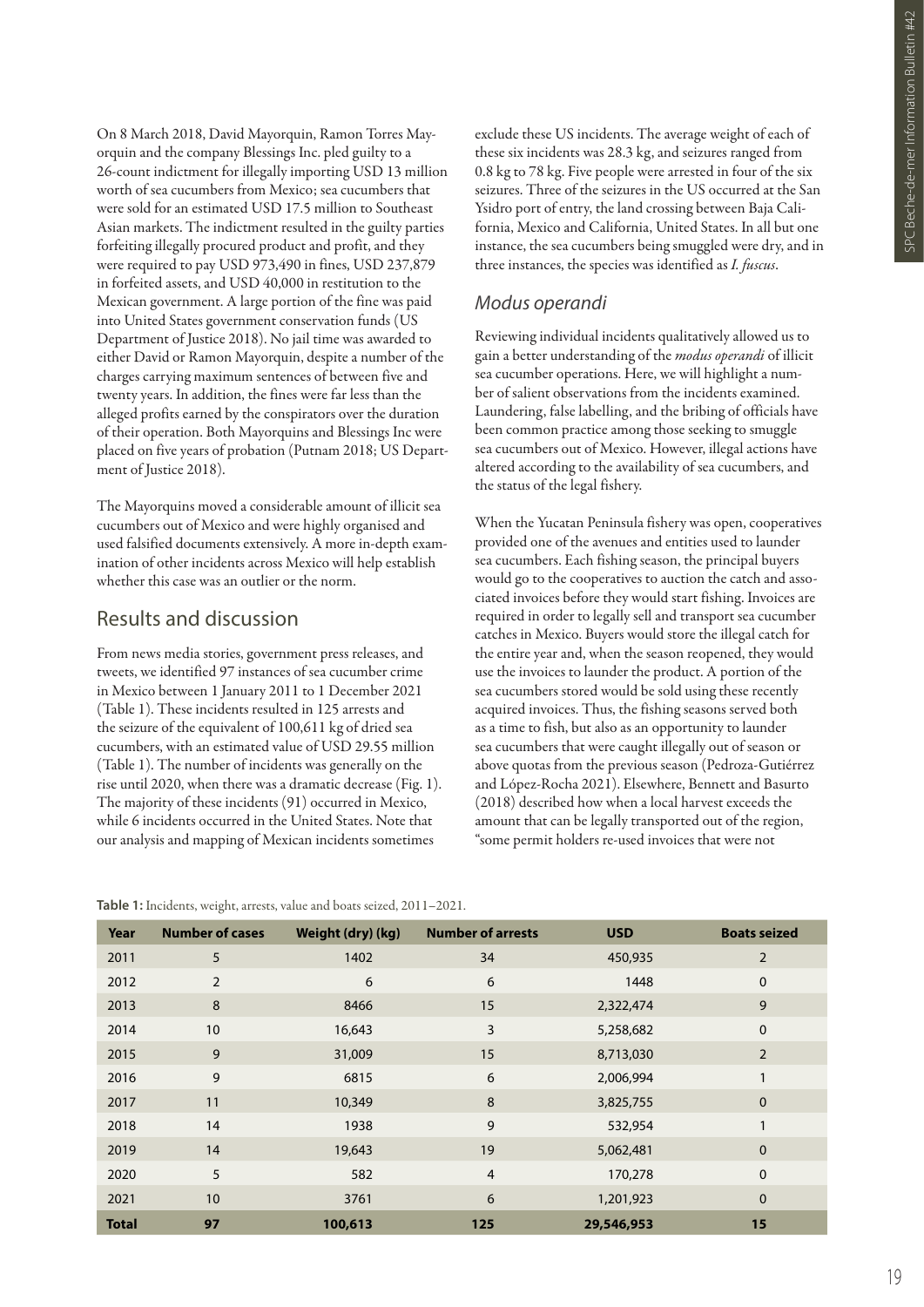On 8 March 2018, David Mayorquin, Ramon Torres Mayorquin and the company Blessings Inc. pled guilty to a 26-count indictment for illegally importing USD 13 million worth of sea cucumbers from Mexico; sea cucumbers that were sold for an estimated USD 17.5 million to Southeast Asian markets. The indictment resulted in the guilty parties forfeiting illegally procured product and profit, and they were required to pay USD 973,490 in fines, USD 237,879 in forfeited assets, and USD 40,000 in restitution to the Mexican government. A large portion of the fine was paid into United States government conservation funds (US Department of Justice 2018). No jail time was awarded to either David or Ramon Mayorquin, despite a number of the charges carrying maximum sentences of between five and twenty years. In addition, the fines were far less than the alleged profits earned by the conspirators over the duration of their operation. Both Mayorquins and Blessings Inc were placed on five years of probation (Putnam 2018; US Department of Justice 2018).

The Mayorquins moved a considerable amount of illicit sea cucumbers out of Mexico and were highly organised and used falsified documents extensively. A more in-depth examination of other incidents across Mexico will help establish whether this case was an outlier or the norm.

## Results and discussion

From news media stories, government press releases, and tweets, we identified 97 instances of sea cucumber crime in Mexico between 1 January 2011 to 1 December 2021 (Table 1). These incidents resulted in 125 arrests and the seizure of the equivalent of 100,611 kg of dried sea cucumbers, with an estimated value of USD 29.55 million (Table 1). The number of incidents was generally on the rise until 2020, when there was a dramatic decrease (Fig. 1). The majority of these incidents (91) occurred in Mexico, while 6 incidents occurred in the United States. Note that our analysis and mapping of Mexican incidents sometimes exclude these US incidents. The average weight of each of these six incidents was 28.3 kg, and seizures ranged from 0.8 kg to 78 kg. Five people were arrested in four of the six seizures. Three of the seizures in the US occurred at the San Ysidro port of entry, the land crossing between Baja California, Mexico and California, United States. In all but one instance, the sea cucumbers being smuggled were dry, and in three instances, the species was identified as *I. fuscus*.

### *Modus operandi*

Reviewing individual incidents qualitatively allowed us to gain a better understanding of the *modus operandi* of illicit sea cucumber operations. Here, we will highlight a number of salient observations from the incidents examined. Laundering, false labelling, and the bribing of officials have been common practice among those seeking to smuggle sea cucumbers out of Mexico. However, illegal actions have altered according to the availability of sea cucumbers, and the status of the legal fishery.

When the Yucatan Peninsula fishery was open, cooperatives provided one of the avenues and entities used to launder sea cucumbers. Each fishing season, the principal buyers would go to the cooperatives to auction the catch and associated invoices before they would start fishing. Invoices are required in order to legally sell and transport sea cucumber catches in Mexico. Buyers would store the illegal catch for the entire year and, when the season reopened, they would use the invoices to launder the product. A portion of the sea cucumbers stored would be sold using these recently acquired invoices. Thus, the fishing seasons served both as a time to fish, but also as an opportunity to launder sea cucumbers that were caught illegally out of season or above quotas from the previous season (Pedroza-Gutiérrez and López-Rocha 2021). Elsewhere, Bennett and Basurto (2018) described how when a local harvest exceeds the amount that can be legally transported out of the region, "some permit holders re-used invoices that were not

**Table 1:** Incidents, weight, arrests, value and boats seized, 2011–2021.

| Year | Number of cases | Weight (dry) (kg) | Number of arrests | USD | Boats seized |
|---|---|---|---|---|---|
| 2011 | 5 | 1402 | 34 | 450,935 | 2 |
| 2012 | 2 | 6 | 6 | 1448 | 0 |
| 2013 | 8 | 8466 | 15 | 2,322,474 | 9 |
| 2014 | 10 | 16,643 | 3 | 5,258,682 | 0 |
| 2015 | 9 | 31,009 | 15 | 8,713,030 | 2 |
| 2016 | 9 | 6815 | 6 | 2,006,994 | 1 |
| 2017 | 11 | 10,349 | 8 | 3,825,755 | 0 |
| 2018 | 14 | 1938 | 9 | 532,954 | 1 |
| 2019 | 14 | 19,643 | 19 | 5,062,481 | 0 |
| 2020 | 5 | 582 | 4 | 170,278 | 0 |
| 2021 | 10 | 3761 | 6 | 1,201,923 | 0 |
| **Total** | **97** | **100,613** | **125** | **29,546,953** | **15** |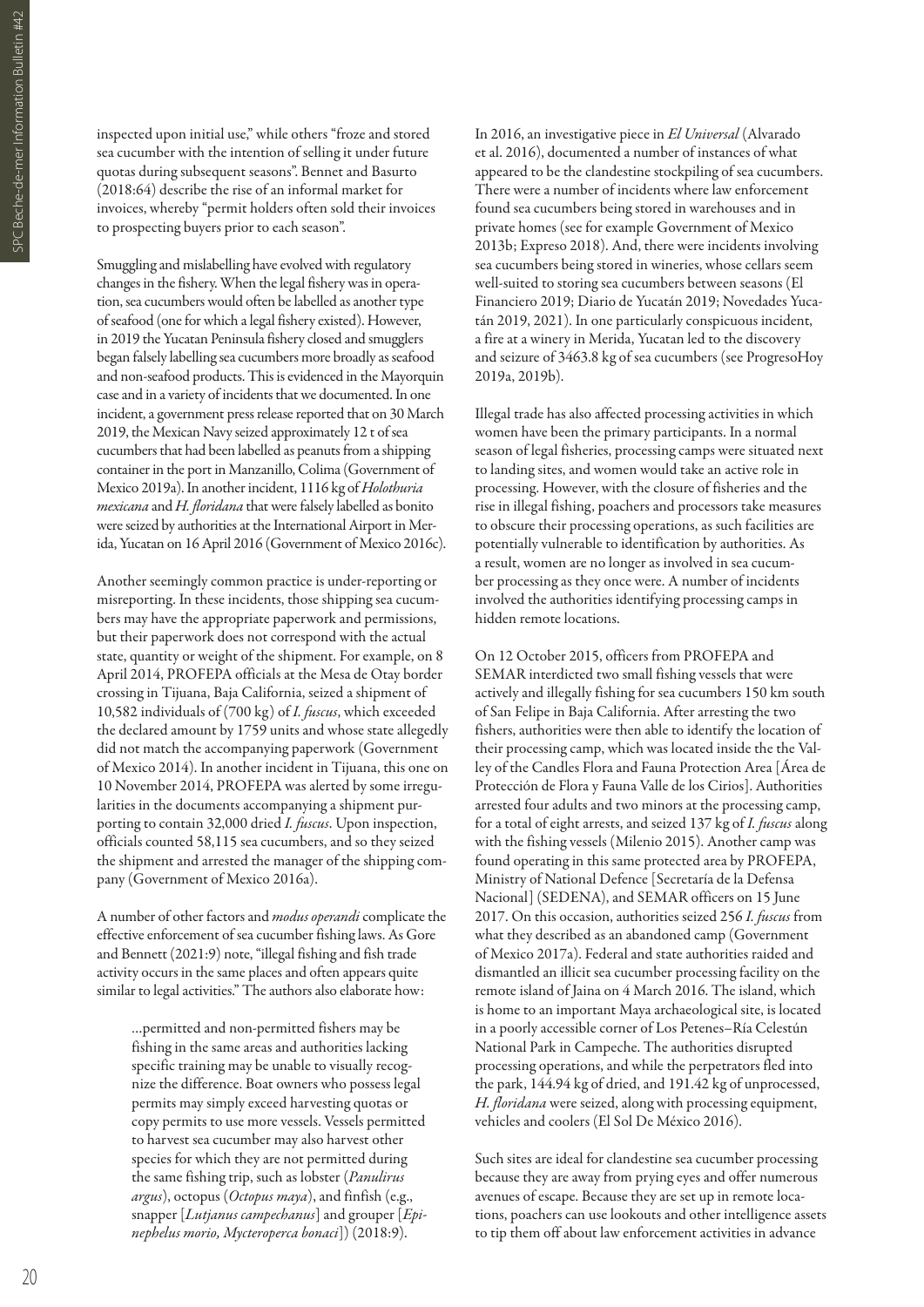inspected upon initial use," while others "froze and stored sea cucumber with the intention of selling it under future quotas during subsequent seasons". Bennet and Basurto (2018:64) describe the rise of an informal market for invoices, whereby "permit holders often sold their invoices to prospecting buyers prior to each season".

Smuggling and mislabelling have evolved with regulatory changes in the fishery. When the legal fishery was in operation, sea cucumbers would often be labelled as another type of seafood (one for which a legal fishery existed). However, in 2019 the Yucatan Peninsula fishery closed and smugglers began falsely labelling sea cucumbers more broadly as seafood and non-seafood products. This is evidenced in the Mayorquin case and in a variety of incidents that we documented. In one incident, a government press release reported that on 30 March 2019, the Mexican Navy seized approximately 12 t of sea cucumbers that had been labelled as peanuts from a shipping container in the port in Manzanillo, Colima (Government of Mexico 2019a). In another incident, 1116 kg of *Holothuria mexicana* and *H. floridana* that were falsely labelled as bonito were seized by authorities at the International Airport in Merida, Yucatan on 16 April 2016 (Government of Mexico 2016c).

Another seemingly common practice is under-reporting or misreporting. In these incidents, those shipping sea cucumbers may have the appropriate paperwork and permissions, but their paperwork does not correspond with the actual state, quantity or weight of the shipment. For example, on 8 April 2014, PROFEPA officials at the Mesa de Otay border crossing in Tijuana, Baja California, seized a shipment of 10,582 individuals of (700 kg) of *I. fuscus*, which exceeded the declared amount by 1759 units and whose state allegedly did not match the accompanying paperwork (Government of Mexico 2014). In another incident in Tijuana, this one on 10 November 2014, PROFEPA was alerted by some irregularities in the documents accompanying a shipment purporting to contain 32,000 dried *I. fuscus*. Upon inspection, officials counted 58,115 sea cucumbers, and so they seized the shipment and arrested the manager of the shipping company (Government of Mexico 2016a).

A number of other factors and *modus operandi* complicate the effective enforcement of sea cucumber fishing laws. As Gore and Bennett (2021:9) note, "illegal fishing and fish trade activity occurs in the same places and often appears quite similar to legal activities." The authors also elaborate how:

> ...permitted and non-permitted fishers may be fishing in the same areas and authorities lacking specific training may be unable to visually recognize the difference. Boat owners who possess legal permits may simply exceed harvesting quotas or copy permits to use more vessels. Vessels permitted to harvest sea cucumber may also harvest other species for which they are not permitted during the same fishing trip, such as lobster (*Panulirus argus*), octopus (*Octopus maya*), and finfish (e.g., snapper [*Lutjanus campechanus*] and grouper [*Epinephelus morio, Mycteroperca bonaci*]) (2018:9).

In 2016, an investigative piece in *El Universal* (Alvarado et al. 2016), documented a number of instances of what appeared to be the clandestine stockpiling of sea cucumbers. There were a number of incidents where law enforcement found sea cucumbers being stored in warehouses and in private homes (see for example Government of Mexico 2013b; Expreso 2018). And, there were incidents involving sea cucumbers being stored in wineries, whose cellars seem well-suited to storing sea cucumbers between seasons (El Financiero 2019; Diario de Yucatán 2019; Novedades Yucatán 2019, 2021). In one particularly conspicuous incident, a fire at a winery in Merida, Yucatan led to the discovery and seizure of 3463.8 kg of sea cucumbers (see ProgresoHoy 2019a, 2019b).

Illegal trade has also affected processing activities in which women have been the primary participants. In a normal season of legal fisheries, processing camps were situated next to landing sites, and women would take an active role in processing. However, with the closure of fisheries and the rise in illegal fishing, poachers and processors take measures to obscure their processing operations, as such facilities are potentially vulnerable to identification by authorities. As a result, women are no longer as involved in sea cucumber processing as they once were. A number of incidents involved the authorities identifying processing camps in hidden remote locations.

On 12 October 2015, officers from PROFEPA and SEMAR interdicted two small fishing vessels that were actively and illegally fishing for sea cucumbers 150 km south of San Felipe in Baja California. After arresting the two fishers, authorities were then able to identify the location of their processing camp, which was located inside the the Valley of the Candles Flora and Fauna Protection Area [Área de Protección de Flora y Fauna Valle de los Cirios]. Authorities arrested four adults and two minors at the processing camp, for a total of eight arrests, and seized 137 kg of *I. fuscus* along with the fishing vessels (Milenio 2015). Another camp was found operating in this same protected area by PROFEPA, Ministry of National Defence [Secretaría de la Defensa Nacional] (SEDENA), and SEMAR officers on 15 June 2017. On this occasion, authorities seized 256 *I. fuscus* from what they described as an abandoned camp (Government of Mexico 2017a). Federal and state authorities raided and dismantled an illicit sea cucumber processing facility on the remote island of Jaina on 4 March 2016. The island, which is home to an important Maya archaeological site, is located in a poorly accessible corner of Los Petenes–Ría Celestún National Park in Campeche. The authorities disrupted processing operations, and while the perpetrators fled into the park, 144.94 kg of dried, and 191.42 kg of unprocessed, *H. floridana* were seized, along with processing equipment, vehicles and coolers (El Sol De México 2016).

Such sites are ideal for clandestine sea cucumber processing because they are away from prying eyes and offer numerous avenues of escape. Because they are set up in remote locations, poachers can use lookouts and other intelligence assets to tip them off about law enforcement activities in advance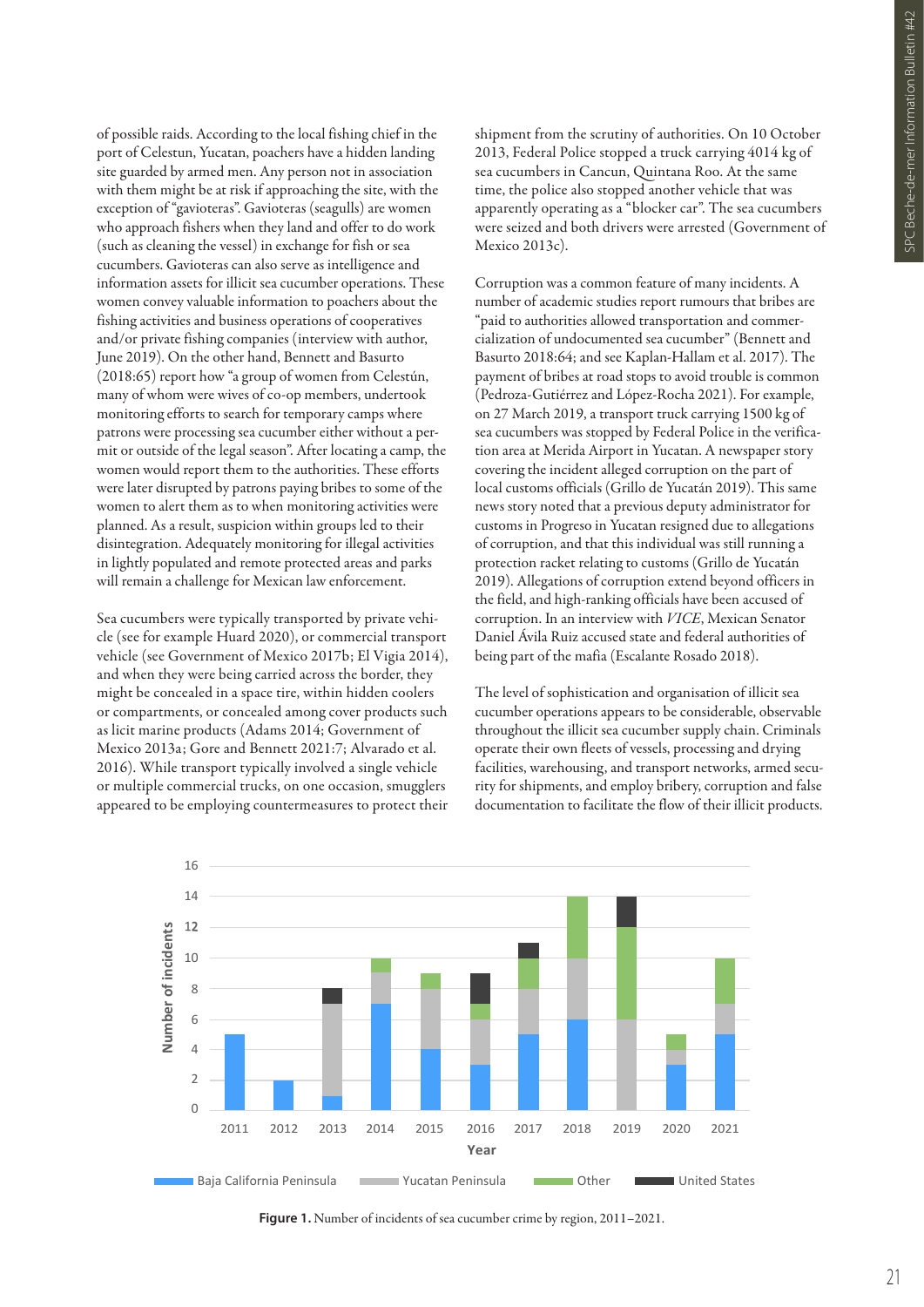of possible raids. According to the local fishing chief in the port of Celestun, Yucatan, poachers have a hidden landing site guarded by armed men. Any person not in association with them might be at risk if approaching the site, with the exception of "gavioteras". Gavioteras (seagulls) are women who approach fishers when they land and offer to do work (such as cleaning the vessel) in exchange for fish or sea cucumbers. Gavioteras can also serve as intelligence and information assets for illicit sea cucumber operations. These women convey valuable information to poachers about the fishing activities and business operations of cooperatives and/or private fishing companies (interview with author, June 2019). On the other hand, Bennett and Basurto (2018:65) report how "a group of women from Celestún, many of whom were wives of co-op members, undertook monitoring efforts to search for temporary camps where patrons were processing sea cucumber either without a permit or outside of the legal season". After locating a camp, the women would report them to the authorities. These efforts were later disrupted by patrons paying bribes to some of the women to alert them as to when monitoring activities were planned. As a result, suspicion within groups led to their disintegration. Adequately monitoring for illegal activities in lightly populated and remote protected areas and parks will remain a challenge for Mexican law enforcement.

Sea cucumbers were typically transported by private vehicle (see for example Huard 2020), or commercial transport vehicle (see Government of Mexico 2017b; El Vigia 2014), and when they were being carried across the border, they might be concealed in a space tire, within hidden coolers or compartments, or concealed among cover products such as licit marine products (Adams 2014; Government of Mexico 2013a; Gore and Bennett 2021:7; Alvarado et al. 2016). While transport typically involved a single vehicle or multiple commercial trucks, on one occasion, smugglers appeared to be employing countermeasures to protect their shipment from the scrutiny of authorities. On 10 October 2013, Federal Police stopped a truck carrying 4014 kg of sea cucumbers in Cancun, Quintana Roo. At the same time, the police also stopped another vehicle that was apparently operating as a "blocker car". The sea cucumbers were seized and both drivers were arrested (Government of Mexico 2013c).

Corruption was a common feature of many incidents. A number of academic studies report rumours that bribes are "paid to authorities allowed transportation and commercialization of undocumented sea cucumber" (Bennett and Basurto 2018:64; and see Kaplan-Hallam et al. 2017). The payment of bribes at road stops to avoid trouble is common (Pedroza-Gutiérrez and López-Rocha 2021). For example, on 27 March 2019, a transport truck carrying 1500 kg of sea cucumbers was stopped by Federal Police in the verification area at Merida Airport in Yucatan. A newspaper story covering the incident alleged corruption on the part of local customs officials (Grillo de Yucatán 2019). This same news story noted that a previous deputy administrator for customs in Progreso in Yucatan resigned due to allegations of corruption, and that this individual was still running a protection racket relating to customs (Grillo de Yucatán 2019). Allegations of corruption extend beyond officers in the field, and high-ranking officials have been accused of corruption. In an interview with *VICE*, Mexican Senator Daniel Ávila Ruiz accused state and federal authorities of being part of the mafia (Escalante Rosado 2018).

The level of sophistication and organisation of illicit sea cucumber operations appears to be considerable, observable throughout the illicit sea cucumber supply chain. Criminals operate their own fleets of vessels, processing and drying facilities, warehousing, and transport networks, armed security for shipments, and employ bribery, corruption and false documentation to facilitate the flow of their illicit products.

**Figure 1.** Number of incidents of sea cucumber crime by region, 2011–2021.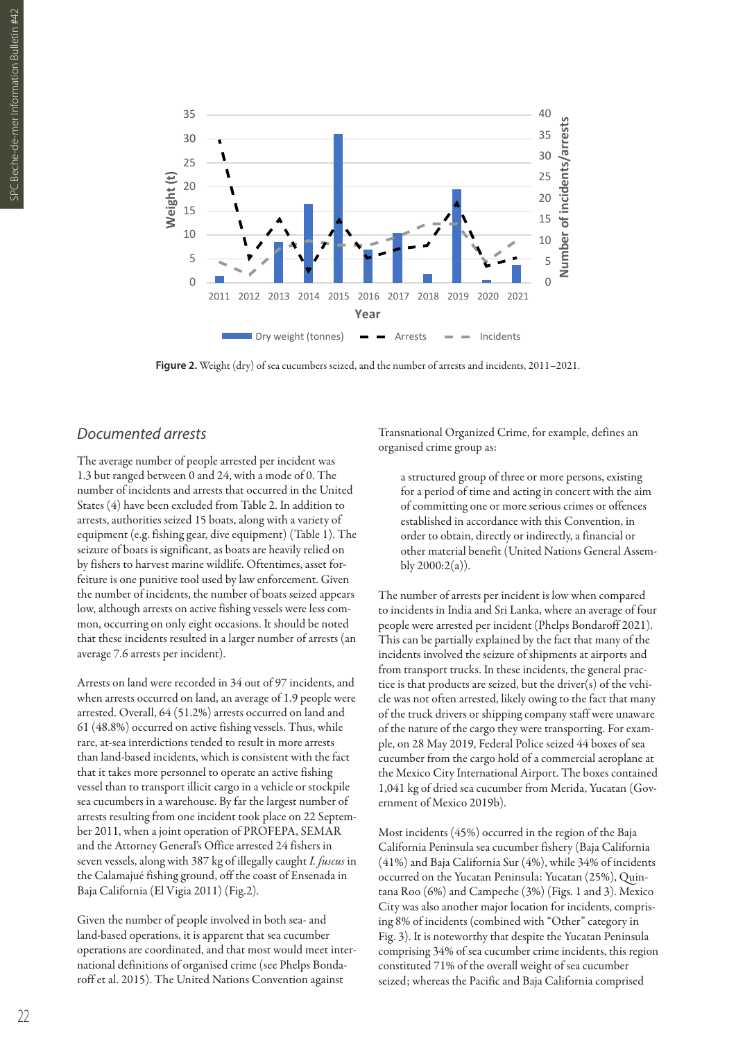**Figure 2.** Weight (dry) of sea cucumbers seized, and the number of arrests and incidents, 2011–2021.

### Documented arrests

The average number of people arrested per incident was 1.3 but ranged between 0 and 24, with a mode of 0. The number of incidents and arrests that occurred in the United States (4) have been excluded from Table 2. In addition to arrests, authorities seized 15 boats, along with a variety of equipment (e.g. fishing gear, dive equipment) (Table 1). The seizure of boats is significant, as boats are heavily relied on by fishers to harvest marine wildlife. Oftentimes, asset forfeiture is one punitive tool used by law enforcement. Given the number of incidents, the number of boats seized appears low, although arrests on active fishing vessels were less common, occurring on only eight occasions. It should be noted that these incidents resulted in a larger number of arrests (an average 7.6 arrests per incident).

Arrests on land were recorded in 34 out of 97 incidents, and when arrests occurred on land, an average of 1.9 people were arrested. Overall, 64 (51.2%) arrests occurred on land and 61 (48.8%) occurred on active fishing vessels. Thus, while rare, at-sea interdictions tended to result in more arrests than land-based incidents, which is consistent with the fact that it takes more personnel to operate an active fishing vessel than to transport illicit cargo in a vehicle or stockpile sea cucumbers in a warehouse. By far the largest number of arrests resulting from one incident took place on 22 September 2011, when a joint operation of PROFEPA, SEMAR and the Attorney General's Office arrested 24 fishers in seven vessels, along with 387 kg of illegally caught *I. fuscus* in the Calamajué fishing ground, off the coast of Ensenada in Baja California (El Vigia 2011) (Fig.2).

Given the number of people involved in both sea- and land-based operations, it is apparent that sea cucumber operations are coordinated, and that most would meet international definitions of organised crime (see Phelps Bondaroff et al. 2015). The United Nations Convention against Transnational Organized Crime, for example, defines an organised crime group as:

> a structured group of three or more persons, existing for a period of time and acting in concert with the aim of committing one or more serious crimes or offences established in accordance with this Convention, in order to obtain, directly or indirectly, a financial or other material benefit (United Nations General Assembly 2000:2(a)).

The number of arrests per incident is low when compared to incidents in India and Sri Lanka, where an average of four people were arrested per incident (Phelps Bondaroff 2021). This can be partially explained by the fact that many of the incidents involved the seizure of shipments at airports and from transport trucks. In these incidents, the general practice is that products are seized, but the driver(s) of the vehicle was not often arrested, likely owing to the fact that many of the truck drivers or shipping company staff were unaware of the nature of the cargo they were transporting. For example, on 28 May 2019, Federal Police seized 44 boxes of sea cucumber from the cargo hold of a commercial aeroplane at the Mexico City International Airport. The boxes contained 1,041 kg of dried sea cucumber from Merida, Yucatan (Government of Mexico 2019b).

Most incidents (45%) occurred in the region of the Baja California Peninsula sea cucumber fishery (Baja California (41%) and Baja California Sur (4%), while 34% of incidents occurred on the Yucatan Peninsula: Yucatan (25%), Quintana Roo (6%) and Campeche (3%) (Figs. 1 and 3). Mexico City was also another major location for incidents, comprising 8% of incidents (combined with "Other" category in Fig. 3). It is noteworthy that despite the Yucatan Peninsula comprising 34% of sea cucumber crime incidents, this region constituted 71% of the overall weight of sea cucumber seized; whereas the Pacific and Baja California comprised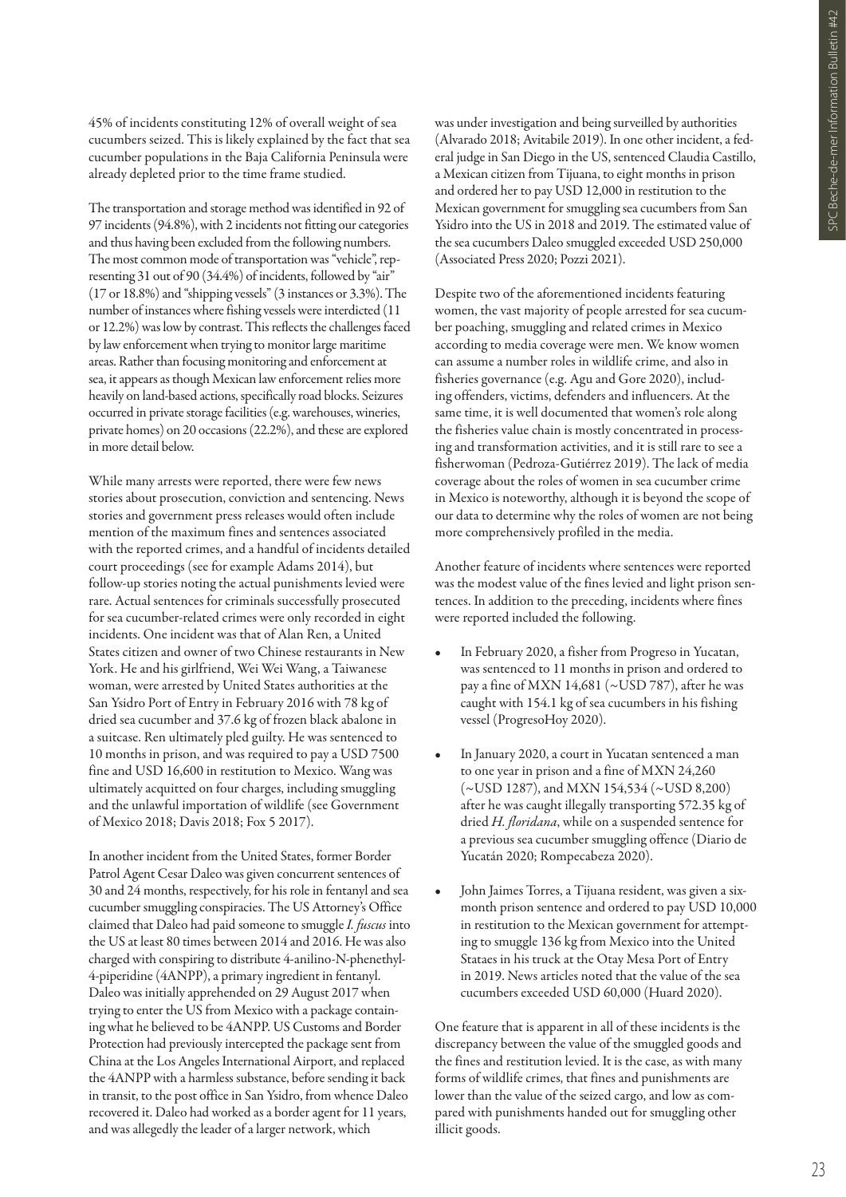45% of incidents constituting 12% of overall weight of sea cucumbers seized. This is likely explained by the fact that sea cucumber populations in the Baja California Peninsula were already depleted prior to the time frame studied.

The transportation and storage method was identified in 92 of 97 incidents (94.8%), with 2 incidents not fitting our categories and thus having been excluded from the following numbers. The most common mode of transportation was "vehicle", representing 31 out of 90 (34.4%) of incidents, followed by "air" (17 or 18.8%) and "shipping vessels" (3 instances or 3.3%). The number of instances where fishing vessels were interdicted (11 or 12.2%) was low by contrast. This reflects the challenges faced by law enforcement when trying to monitor large maritime areas. Rather than focusing monitoring and enforcement at sea, it appears as though Mexican law enforcement relies more heavily on land-based actions, specifically road blocks. Seizures occurred in private storage facilities (e.g. warehouses, wineries, private homes) on 20 occasions (22.2%), and these are explored in more detail below.

While many arrests were reported, there were few news stories about prosecution, conviction and sentencing. News stories and government press releases would often include mention of the maximum fines and sentences associated with the reported crimes, and a handful of incidents detailed court proceedings (see for example Adams 2014), but follow-up stories noting the actual punishments levied were rare. Actual sentences for criminals successfully prosecuted for sea cucumber-related crimes were only recorded in eight incidents. One incident was that of Alan Ren, a United States citizen and owner of two Chinese restaurants in New York. He and his girlfriend, Wei Wei Wang, a Taiwanese woman, were arrested by United States authorities at the San Ysidro Port of Entry in February 2016 with 78 kg of dried sea cucumber and 37.6 kg of frozen black abalone in a suitcase. Ren ultimately pled guilty. He was sentenced to 10 months in prison, and was required to pay a USD 7500 fine and USD 16,600 in restitution to Mexico. Wang was ultimately acquitted on four charges, including smuggling and the unlawful importation of wildlife (see Government of Mexico 2018; Davis 2018; Fox 5 2017).

In another incident from the United States, former Border Patrol Agent Cesar Daleo was given concurrent sentences of 30 and 24 months, respectively, for his role in fentanyl and sea cucumber smuggling conspiracies. The US Attorney's Office claimed that Daleo had paid someone to smuggle *I. fuscus* into the US at least 80 times between 2014 and 2016. He was also charged with conspiring to distribute 4-anilino-N-phenethyl-4-piperidine (4ANPP), a primary ingredient in fentanyl. Daleo was initially apprehended on 29 August 2017 when trying to enter the US from Mexico with a package containing what he believed to be 4ANPP. US Customs and Border Protection had previously intercepted the package sent from China at the Los Angeles International Airport, and replaced the 4ANPP with a harmless substance, before sending it back in transit, to the post office in San Ysidro, from whence Daleo recovered it. Daleo had worked as a border agent for 11 years, and was allegedly the leader of a larger network, which was under investigation and being surveilled by authorities (Alvarado 2018; Avitabile 2019). In one other incident, a federal judge in San Diego in the US, sentenced Claudia Castillo, a Mexican citizen from Tijuana, to eight months in prison and ordered her to pay USD 12,000 in restitution to the Mexican government for smuggling sea cucumbers from San Ysidro into the US in 2018 and 2019. The estimated value of the sea cucumbers Daleo smuggled exceeded USD 250,000 (Associated Press 2020; Pozzi 2021).

Despite two of the aforementioned incidents featuring women, the vast majority of people arrested for sea cucumber poaching, smuggling and related crimes in Mexico according to media coverage were men. We know women can assume a number roles in wildlife crime, and also in fisheries governance (e.g. Agu and Gore 2020), including offenders, victims, defenders and influencers. At the same time, it is well documented that women's role along the fisheries value chain is mostly concentrated in processing and transformation activities, and it is still rare to see a fisherwoman (Pedroza-Gutiérrez 2019). The lack of media coverage about the roles of women in sea cucumber crime in Mexico is noteworthy, although it is beyond the scope of our data to determine why the roles of women are not being more comprehensively profiled in the media.

Another feature of incidents where sentences were reported was the modest value of the fines levied and light prison sentences. In addition to the preceding, incidents where fines were reported included the following.

- In February 2020, a fisher from Progreso in Yucatan, was sentenced to 11 months in prison and ordered to pay a fine of MXN 14,681 (~USD 787), after he was caught with 154.1 kg of sea cucumbers in his fishing vessel (ProgresoHoy 2020).
- In January 2020, a court in Yucatan sentenced a man to one year in prison and a fine of MXN 24,260 (~USD 1287), and MXN 154,534 (~USD 8,200) after he was caught illegally transporting 572.35 kg of dried *H. floridana*, while on a suspended sentence for a previous sea cucumber smuggling offence (Diario de Yucatán 2020; Rompecabeza 2020).
- John Jaimes Torres, a Tijuana resident, was given a six-month prison sentence and ordered to pay USD 10,000 in restitution to the Mexican government for attempting to smuggle 136 kg from Mexico into the United Stataes in his truck at the Otay Mesa Port of Entry in 2019. News articles noted that the value of the sea cucumbers exceeded USD 60,000 (Huard 2020).

One feature that is apparent in all of these incidents is the discrepancy between the value of the smuggled goods and the fines and restitution levied. It is the case, as with many forms of wildlife crimes, that fines and punishments are lower than the value of the seized cargo, and low as compared with punishments handed out for smuggling other illicit goods.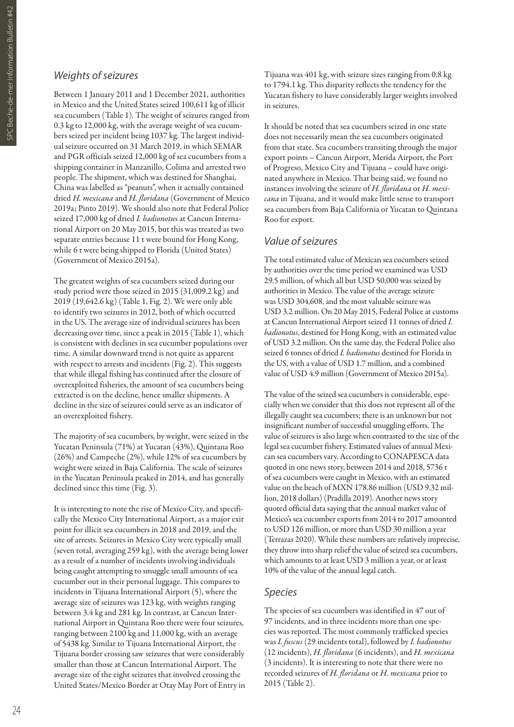### *Weights of seizures*

Between 1 January 2011 and 1 December 2021, authorities in Mexico and the United States seized 100,611 kg of illicit sea cucumbers (Table 1). The weight of seizures ranged from 0.3 kg to 12,000 kg, with the average weight of sea cucumbers seized per incident being 1037 kg. The largest individual seizure occurred on 31 March 2019, in which SEMAR and PGR officials seized 12,000 kg of sea cucumbers from a shipping container in Manzanillo, Colima and arrested two people. The shipment, which was destined for Shanghai, China was labelled as "peanuts", when it actually contained dried *H. mexicana* and *H. floridana* (Government of Mexico 2019a; Pinto 2019). We should also note that Federal Police seized 17,000 kg of dried *I. badionotus* at Cancun International Airport on 20 May 2015, but this was treated as two separate entries because 11 t were bound for Hong Kong, while 6 t were being shipped to Florida (United States) (Government of Mexico 2015a).

The greatest weights of sea cucumbers seized during our study period were those seized in 2015 (31,009.2 kg) and 2019 (19,642.6 kg) (Table 1, Fig. 2). We were only able to identify two seizures in 2012, both of which occurred in the US. The average size of individual seizures has been decreasing over time, since a peak in 2015 (Table 1), which is consistent with declines in sea cucumber populations over time. A similar downward trend is not quite as apparent with respect to arrests and incidents (Fig. 2). This suggests that while illegal fishing has continued after the closure of overexploited fisheries, the amount of sea cucumbers being extracted is on the decline, hence smaller shipments. A decline in the size of seizures could serve as an indicator of an overexploited fishery.

The majority of sea cucumbers, by weight, were seized in the Yucatan Peninsula (71%) at Yucatan (43%), Quintana Roo (26%) and Campeche (2%), while 12% of sea cucumbers by weight were seized in Baja California. The scale of seizures in the Yucatan Peninsula peaked in 2014, and has generally declined since this time (Fig. 3).

It is interesting to note the rise of Mexico City, and specifically the Mexico City International Airport, as a major exit point for illicit sea cucumbers in 2018 and 2019, and the site of arrests. Seizures in Mexico City were typically small (seven total, averaging 259 kg), with the average being lower as a result of a number of incidents involving individuals being caught attempting to smuggle small amounts of sea cucumber out in their personal luggage. This compares to incidents in Tijuana International Airport (5), where the average size of seizures was 123 kg, with weights ranging between 3.4 kg and 281 kg. In contrast, at Cancun International Airport in Quintana Roo there were four seizures, ranging between 2100 kg and 11,000 kg, with an average of 5438 kg. Similar to Tijuana International Airport, the Tijuana border crossing saw seizures that were considerably smaller than those at Cancun International Airport. The average size of the eight seizures that involved crossing the United States/Mexico Border at Otay May Port of Entry in Tijuana was 401 kg, with seizure sizes ranging from 0.8 kg to 1794.1 kg. This disparity reflects the tendency for the Yucatan fishery to have considerably larger weights involved in seizures.

It should be noted that sea cucumbers seized in one state does not necessarily mean the sea cucumbers originated from that state. Sea cucumbers transiting through the major export points – Cancun Airport, Merida Airport, the Port of Progreso, Mexico City and Tijuana – could have originated anywhere in Mexico. That being said, we found no instances involving the seizure of *H. floridana* or *H. mexicana* in Tijuana, and it would make little sense to transport sea cucumbers from Baja California or Yucatan to Quintana Roo for export.

### *Value of seizures*

The total estimated value of Mexican sea cucumbers seized by authorities over the time period we examined was USD 29.5 million, of which all but USD 50,000 was seized by authorities in Mexico. The value of the average seizure was USD 304,608, and the most valuable seizure was USD 3.2 million. On 20 May 2015, Federal Police at customs at Cancun International Airport seized 11 tonnes of dried *I. badionotus*, destined for Hong Kong, with an estimated value of USD 3.2 million. On the same day, the Federal Police also seized 6 tonnes of dried *I. badionotus* destined for Florida in the US, with a value of USD 1.7 million, and a combined value of USD 4.9 million (Government of Mexico 2015a).

The value of the seized sea cucumbers is considerable, especially when we consider that this does not represent all of the illegally caught sea cucumbers; there is an unknown but not insignificant number of successful smuggling efforts. The value of seizures is also large when contrasted to the size of the legal sea cucumber fishery. Estimated values of annual Mexican sea cucumbers vary. According to CONAPESCA data quoted in one news story, between 2014 and 2018, 5736 t of sea cucumbers were caught in Mexico, with an estimated value on the beach of MXN 178.86 million (USD 9.32 million, 2018 dollars) (Pradilla 2019). Another news story quoted official data saying that the annual market value of Mexico's sea cucumber exports from 2014 to 2017 amounted to USD 126 million, or more than USD 30 million a year (Terrazas 2020). While these numbers are relatively imprecise, they throw into sharp relief the value of seized sea cucumbers, which amounts to at least USD 3 million a year, or at least 10% of the value of the annual legal catch.

### *Species*

The species of sea cucumbers was identified in 47 out of 97 incidents, and in three incidents more than one species was reported. The most commonly trafficked species was *I. fuscus* (29 incidents total), followed by *I. badionotus* (12 incidents), *H. floridana* (6 incidents), and *H. mexicana* (3 incidents). It is interesting to note that there were no recorded seizures of *H. floridana* or *H. mexicana* prior to 2015 (Table 2).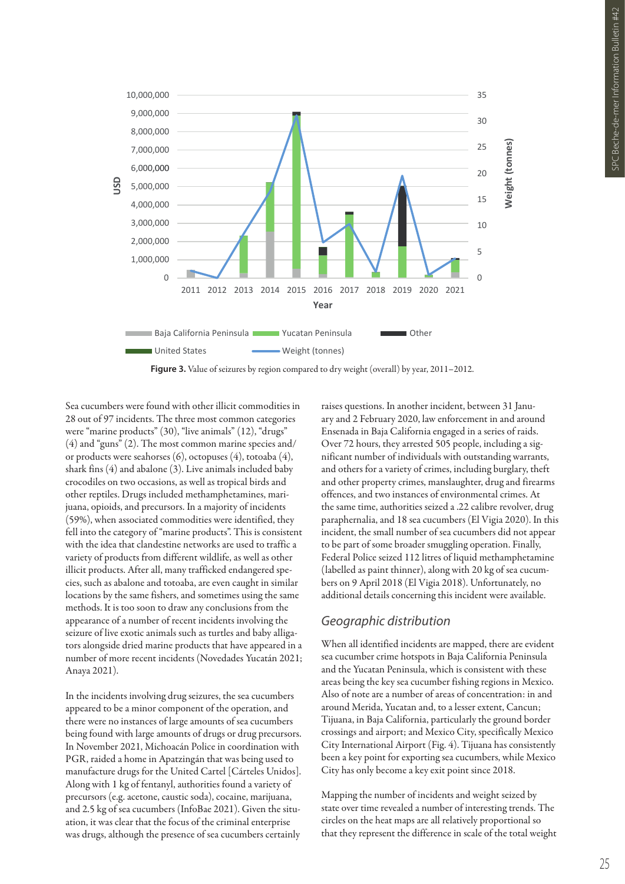Figure 3. Value of seizures by region compared to dry weight (overall) by year, 2011–2012.

Sea cucumbers were found with other illicit commodities in 28 out of 97 incidents. The three most common categories were "marine products" (30), "live animals" (12), "drugs" (4) and "guns" (2). The most common marine species and/or products were seahorses (6), octopuses (4), totoaba (4), shark fins (4) and abalone (3). Live animals included baby crocodiles on two occasions, as well as tropical birds and other reptiles. Drugs included methamphetamines, marijuana, opioids, and precursors. In a majority of incidents (59%), when associated commodities were identified, they fell into the category of "marine products". This is consistent with the idea that clandestine networks are used to traffic a variety of products from different wildlife, as well as other illicit products. After all, many trafficked endangered species, such as abalone and totoaba, are even caught in similar locations by the same fishers, and sometimes using the same methods. It is too soon to draw any conclusions from the appearance of a number of recent incidents involving the seizure of live exotic animals such as turtles and baby alligators alongside dried marine products that have appeared in a number of more recent incidents (Novedades Yucatán 2021; Anaya 2021).

In the incidents involving drug seizures, the sea cucumbers appeared to be a minor component of the operation, and there were no instances of large amounts of sea cucumbers being found with large amounts of drugs or drug precursors. In November 2021, Michoacán Police in coordination with PGR, raided a home in Apatzingán that was being used to manufacture drugs for the United Cartel [Cárteles Unidos]. Along with 1 kg of fentanyl, authorities found a variety of precursors (e.g. acetone, caustic soda), cocaine, marijuana, and 2.5 kg of sea cucumbers (InfoBae 2021). Given the situation, it was clear that the focus of the criminal enterprise was drugs, although the presence of sea cucumbers certainly raises questions. In another incident, between 31 January and 2 February 2020, law enforcement in and around Ensenada in Baja California engaged in a series of raids. Over 72 hours, they arrested 505 people, including a significant number of individuals with outstanding warrants, and others for a variety of crimes, including burglary, theft and other property crimes, manslaughter, drug and firearms offences, and two instances of environmental crimes. At the same time, authorities seized a .22 calibre revolver, drug paraphernalia, and 18 sea cucumbers (El Vigia 2020). In this incident, the small number of sea cucumbers did not appear to be part of some broader smuggling operation. Finally, Federal Police seized 112 litres of liquid methamphetamine (labelled as paint thinner), along with 20 kg of sea cucumbers on 9 April 2018 (El Vigia 2018). Unfortunately, no additional details concerning this incident were available.

## *Geographic distribution*

When all identified incidents are mapped, there are evident sea cucumber crime hotspots in Baja California Peninsula and the Yucatan Peninsula, which is consistent with these areas being the key sea cucumber fishing regions in Mexico. Also of note are a number of areas of concentration: in and around Merida, Yucatan and, to a lesser extent, Cancun; Tijuana, in Baja California, particularly the ground border crossings and airport; and Mexico City, specifically Mexico City International Airport (Fig. 4). Tijuana has consistently been a key point for exporting sea cucumbers, while Mexico City has only become a key exit point since 2018.

Mapping the number of incidents and weight seized by state over time revealed a number of interesting trends. The circles on the heat maps are all relatively proportional so that they represent the difference in scale of the total weight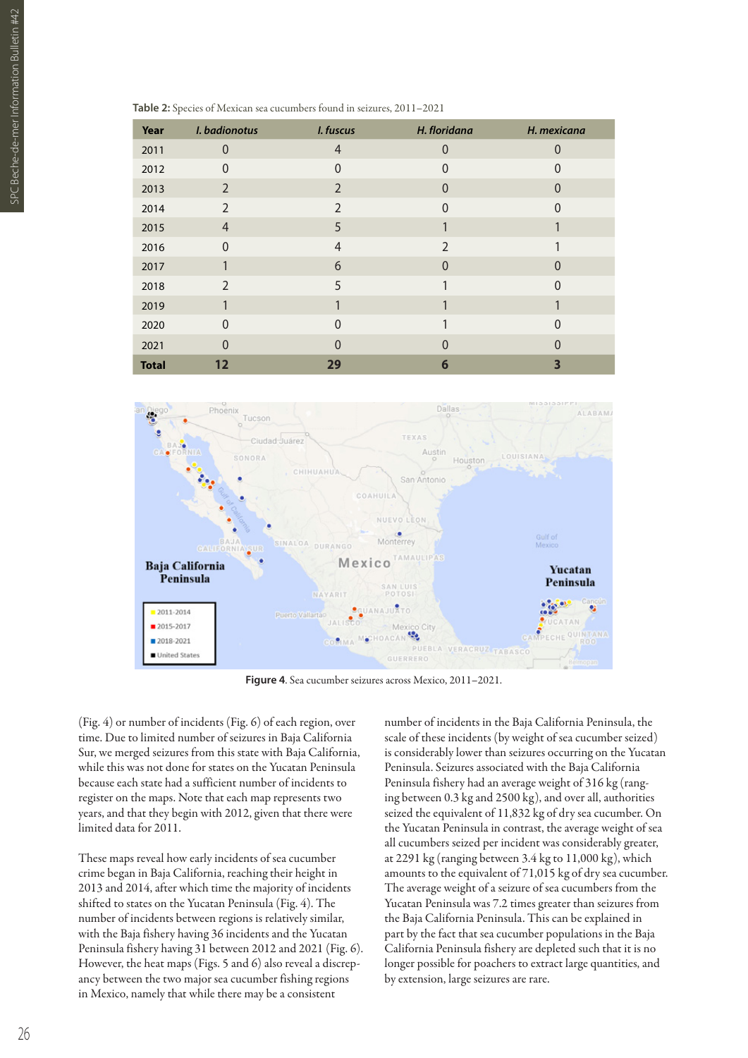**Table 2:** Species of Mexican sea cucumbers found in seizures, 2011–2021

| Year | *I. badionotus* | *I. fuscus* | *H. floridana* | *H. mexicana* |
|---|---|---|---|---|
| 2011 | 0 | 4 | 0 | 0 |
| 2012 | 0 | 0 | 0 | 0 |
| 2013 | 2 | 2 | 0 | 0 |
| 2014 | 2 | 2 | 0 | 0 |
| 2015 | 4 | 5 | 1 | 1 |
| 2016 | 0 | 4 | 2 | 1 |
| 2017 | 1 | 6 | 0 | 0 |
| 2018 | 2 | 5 | 1 | 0 |
| 2019 | 1 | 1 | 1 | 1 |
| 2020 | 0 | 0 | 1 | 0 |
| 2021 | 0 | 0 | 0 | 0 |
| **Total** | **12** | **29** | **6** | **3** |

**Figure 4**. Sea cucumber seizures across Mexico, 2011–2021.

(Fig. 4) or number of incidents (Fig. 6) of each region, over time. Due to limited number of seizures in Baja California Sur, we merged seizures from this state with Baja California, while this was not done for states on the Yucatan Peninsula because each state had a sufficient number of incidents to register on the maps. Note that each map represents two years, and that they begin with 2012, given that there were limited data for 2011.

These maps reveal how early incidents of sea cucumber crime began in Baja California, reaching their height in 2013 and 2014, after which time the majority of incidents shifted to states on the Yucatan Peninsula (Fig. 4). The number of incidents between regions is relatively similar, with the Baja fishery having 36 incidents and the Yucatan Peninsula fishery having 31 between 2012 and 2021 (Fig. 6). However, the heat maps (Figs. 5 and 6) also reveal a discrepancy between the two major sea cucumber fishing regions in Mexico, namely that while there may be a consistent number of incidents in the Baja California Peninsula, the scale of these incidents (by weight of sea cucumber seized) is considerably lower than seizures occurring on the Yucatan Peninsula. Seizures associated with the Baja California Peninsula fishery had an average weight of 316 kg (ranging between 0.3 kg and 2500 kg), and over all, authorities seized the equivalent of 11,832 kg of dry sea cucumber. On the Yucatan Peninsula in contrast, the average weight of sea all cucumbers seized per incident was considerably greater, at 2291 kg (ranging between 3.4 kg to 11,000 kg), which amounts to the equivalent of 71,015 kg of dry sea cucumber. The average weight of a seizure of sea cucumbers from the Yucatan Peninsula was 7.2 times greater than seizures from the Baja California Peninsula. This can be explained in part by the fact that sea cucumber populations in the Baja California Peninsula fishery are depleted such that it is no longer possible for poachers to extract large quantities, and by extension, large seizures are rare.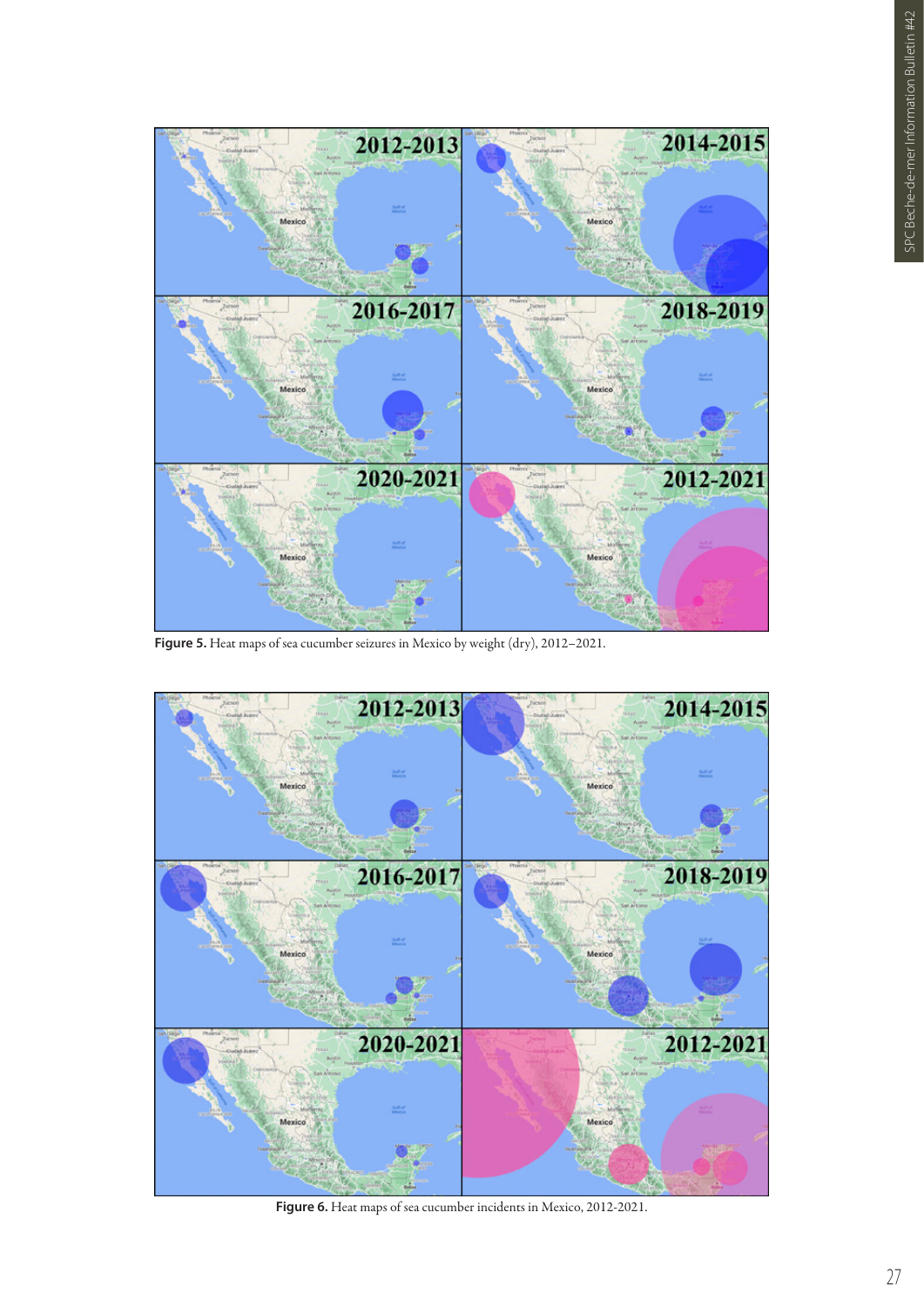**Figure 5.** Heat maps of sea cucumber seizures in Mexico by weight (dry), 2012–2021.

**Figure 6.** Heat maps of sea cucumber incidents in Mexico, 2012-2021.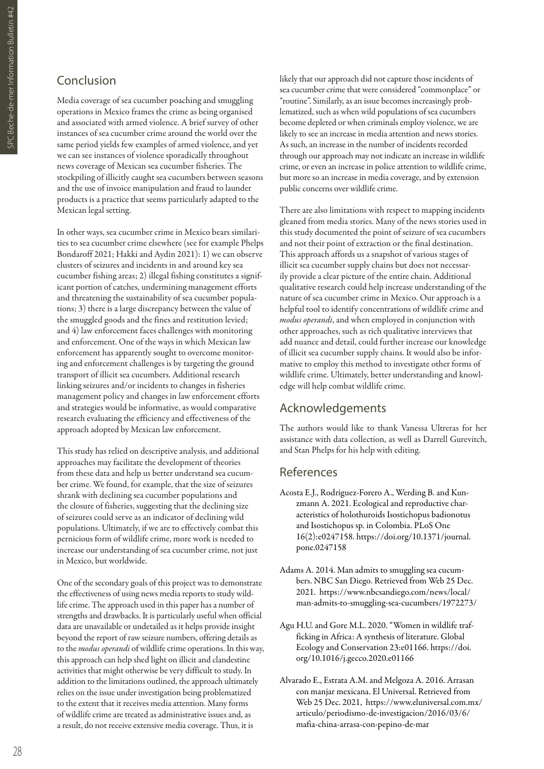## Conclusion

Media coverage of sea cucumber poaching and smuggling operations in Mexico frames the crime as being organised and associated with armed violence. A brief survey of other instances of sea cucumber crime around the world over the same period yields few examples of armed violence, and yet we can see instances of violence sporadically throughout news coverage of Mexican sea cucumber fisheries. The stockpiling of illicitly caught sea cucumbers between seasons and the use of invoice manipulation and fraud to launder products is a practice that seems particularly adapted to the Mexican legal setting.

In other ways, sea cucumber crime in Mexico bears similarities to sea cucumber crime elsewhere (see for example Phelps Bondaroff 2021; Hakki and Aydin 2021): 1) we can observe clusters of seizures and incidents in and around key sea cucumber fishing areas; 2) illegal fishing constitutes a significant portion of catches, undermining management efforts and threatening the sustainability of sea cucumber populations; 3) there is a large discrepancy between the value of the smuggled goods and the fines and restitution levied; and 4) law enforcement faces challenges with monitoring and enforcement. One of the ways in which Mexican law enforcement has apparently sought to overcome monitoring and enforcement challenges is by targeting the ground transport of illicit sea cucumbers. Additional research linking seizures and/or incidents to changes in fisheries management policy and changes in law enforcement efforts and strategies would be informative, as would comparative research evaluating the efficiency and effectiveness of the approach adopted by Mexican law enforcement.

This study has relied on descriptive analysis, and additional approaches may facilitate the development of theories from these data and help us better understand sea cucumber crime. We found, for example, that the size of seizures shrank with declining sea cucumber populations and the closure of fisheries, suggesting that the declining size of seizures could serve as an indicator of declining wild populations. Ultimately, if we are to effectively combat this pernicious form of wildlife crime, more work is needed to increase our understanding of sea cucumber crime, not just in Mexico, but worldwide.

One of the secondary goals of this project was to demonstrate the effectiveness of using news media reports to study wildlife crime. The approach used in this paper has a number of strengths and drawbacks. It is particularly useful when official data are unavailable or undetailed as it helps provide insight beyond the report of raw seizure numbers, offering details as to the *modus operandi* of wildlife crime operations. In this way, this approach can help shed light on illicit and clandestine activities that might otherwise be very difficult to study. In addition to the limitations outlined, the approach ultimately relies on the issue under investigation being problematized to the extent that it receives media attention. Many forms of wildlife crime are treated as administrative issues and, as a result, do not receive extensive media coverage. Thus, it is likely that our approach did not capture those incidents of sea cucumber crime that were considered "commonplace" or "routine". Similarly, as an issue becomes increasingly problematized, such as when wild populations of sea cucumbers become depleted or when criminals employ violence, we are likely to see an increase in media attention and news stories. As such, an increase in the number of incidents recorded through our approach may not indicate an increase in wildlife crime, or even an increase in police attention to wildlife crime, but more so an increase in media coverage, and by extension public concerns over wildlife crime.

There are also limitations with respect to mapping incidents gleaned from media stories. Many of the news stories used in this study documented the point of seizure of sea cucumbers and not their point of extraction or the final destination. This approach affords us a snapshot of various stages of illicit sea cucumber supply chains but does not necessarily provide a clear picture of the entire chain. Additional qualitative research could help increase understanding of the nature of sea cucumber crime in Mexico. Our approach is a helpful tool to identify concentrations of wildlife crime and *modus operandi*, and when employed in conjunction with other approaches, such as rich qualitative interviews that add nuance and detail, could further increase our knowledge of illicit sea cucumber supply chains. It would also be informative to employ this method to investigate other forms of wildlife crime. Ultimately, better understanding and knowledge will help combat wildlife crime.

## Acknowledgements

The authors would like to thank Vanessa Ultreras for her assistance with data collection, as well as Darrell Gurevitch, and Stan Phelps for his help with editing.

## References

Acosta E.J., Rodríguez-Forero A., Werding B. and Kunzmann A. 2021. Ecological and reproductive characteristics of holothuroids Isostichopus badionotus and Isostichopus sp. in Colombia. PLoS One 16(2):e0247158. https://doi.org/10.1371/journal.pone.0247158

Adams A. 2014. Man admits to smuggling sea cucumbers. NBC San Diego. Retrieved from Web 25 Dec. 2021. https://www.nbcsandiego.com/news/local/man-admits-to-smuggling-sea-cucumbers/1972273/

Agu H.U. and Gore M.L. 2020. "Women in wildlife trafficking in Africa: A synthesis of literature. Global Ecology and Conservation 23:e01166. https://doi.org/10.1016/j.gecco.2020.e01166

Alvarado E., Estrata A.M. and Melgoza A. 2016. Arrasan con manjar mexicana. El Universal. Retrieved from Web 25 Dec. 2021, https://www.eluniversal.com.mx/articulo/periodismo-de-investigacion/2016/03/6/mafia-china-arrasa-con-pepino-de-mar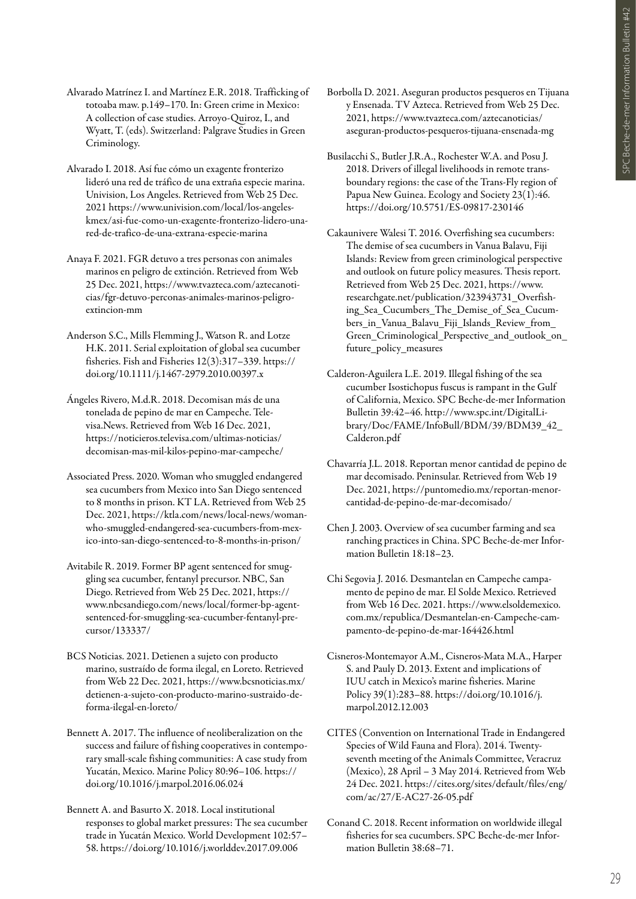Alvarado Matrínez I. and Martínez E.R. 2018. Trafficking of totoaba maw. p.149–170. In: Green crime in Mexico: A collection of case studies. Arroyo-Quiroz, I., and Wyatt, T. (eds). Switzerland: Palgrave Studies in Green Criminology.

Alvarado I. 2018. Así fue cómo un exagente fronterizo lideró una red de tráfico de una extraña especie marina. Univision, Los Angeles. Retrieved from Web 25 Dec. 2021 https://www.univision.com/local/los-angeles-kmex/asi-fue-como-un-exagente-fronterizo-lidero-una-red-de-trafico-de-una-extrana-especie-marina

Anaya F. 2021. FGR detuvo a tres personas con animales marinos en peligro de extinción. Retrieved from Web 25 Dec. 2021, https://www.tvazteca.com/aztecanoticias/fgr-detuvo-perconas-animales-marinos-peligro-extincion-mm

Anderson S.C., Mills Flemming J., Watson R. and Lotze H.K. 2011. Serial exploitation of global sea cucumber fisheries. Fish and Fisheries 12(3):317–339. https://doi.org/10.1111/j.1467-2979.2010.00397.x

Ángeles Rivero, M.d.R. 2018. Decomisan más de una tonelada de pepino de mar en Campeche. Televisa.News. Retrieved from Web 16 Dec. 2021, https://noticieros.televisa.com/ultimas-noticias/decomisan-mas-mil-kilos-pepino-mar-campeche/

Associated Press. 2020. Woman who smuggled endangered sea cucumbers from Mexico into San Diego sentenced to 8 months in prison. KT LA. Retrieved from Web 25 Dec. 2021, https://ktla.com/news/local-news/woman-who-smuggled-endangered-sea-cucumbers-from-mexico-into-san-diego-sentenced-to-8-months-in-prison/

Avitabile R. 2019. Former BP agent sentenced for smuggling sea cucumber, fentanyl precursor. NBC, San Diego. Retrieved from Web 25 Dec. 2021, https://www.nbcsandiego.com/news/local/former-bp-agent-sentenced-for-smuggling-sea-cucumber-fentanyl-precursor/133337/

BCS Noticias. 2021. Detienen a sujeto con producto marino, sustraído de forma ilegal, en Loreto. Retrieved from Web 22 Dec. 2021, https://www.bcsnoticias.mx/detienen-a-sujeto-con-producto-marino-sustraido-de-forma-ilegal-en-loreto/

Bennett A. 2017. The influence of neoliberalization on the success and failure of fishing cooperatives in contemporary small-scale fishing communities: A case study from Yucatán, Mexico. Marine Policy 80:96–106. https://doi.org/10.1016/j.marpol.2016.06.024

Bennett A. and Basurto X. 2018. Local institutional responses to global market pressures: The sea cucumber trade in Yucatán Mexico. World Development 102:57–58. https://doi.org/10.1016/j.worlddev.2017.09.006

Borbolla D. 2021. Aseguran productos pesqueros en Tijuana y Ensenada. TV Azteca. Retrieved from Web 25 Dec. 2021, https://www.tvazteca.com/aztecanoticias/aseguran-productos-pesqueros-tijuana-ensenada-mg

Busilacchi S., Butler J.R.A., Rochester W.A. and Posu J. 2018. Drivers of illegal livelihoods in remote transboundary regions: the case of the Trans-Fly region of Papua New Guinea. Ecology and Society 23(1):46. https://doi.org/10.5751/ES-09817-230146

Cakaunivere Walesi T. 2016. Overfishing sea cucumbers: The demise of sea cucumbers in Vanua Balavu, Fiji Islands: Review from green criminological perspective and outlook on future policy measures. Thesis report. Retrieved from Web 25 Dec. 2021, https://www.researchgate.net/publication/323943731_Overfishing_Sea_Cucumbers_The_Demise_of_Sea_Cucumbers_in_Vanua_Balavu_Fiji_Islands_Review_from_Green_Criminological_Perspective_and_outlook_on_future_policy_measures

Calderon-Aguilera L.E. 2019. Illegal fishing of the sea cucumber Isostichopus fuscus is rampant in the Gulf of California, Mexico. SPC Beche-de-mer Information Bulletin 39:42–46. http://www.spc.int/DigitalLibrary/Doc/FAME/InfoBull/BDM/39/BDM39_42_Calderon.pdf

Chavarría J.L. 2018. Reportan menor cantidad de pepino de mar decomisado. Peninsular. Retrieved from Web 19 Dec. 2021, https://puntomedio.mx/reportan-menor-cantidad-de-pepino-de-mar-decomisado/

Chen J. 2003. Overview of sea cucumber farming and sea ranching practices in China. SPC Beche-de-mer Information Bulletin 18:18–23.

Chi Segovia J. 2016. Desmantelan en Campeche campamento de pepino de mar. El Solde Mexico. Retrieved from Web 16 Dec. 2021. https://www.elsoldemexico.com.mx/republica/Desmantelan-en-Campeche-campamento-de-pepino-de-mar-164426.html

Cisneros-Montemayor A.M., Cisneros-Mata M.A., Harper S. and Pauly D. 2013. Extent and implications of IUU catch in Mexico's marine fisheries. Marine Policy 39(1):283–88. https://doi.org/10.1016/j.marpol.2012.12.003

CITES (Convention on International Trade in Endangered Species of Wild Fauna and Flora). 2014. Twenty-seventh meeting of the Animals Committee, Veracruz (Mexico), 28 April – 3 May 2014. Retrieved from Web 24 Dec. 2021. https://cites.org/sites/default/files/eng/com/ac/27/E-AC27-26-05.pdf

Conand C. 2018. Recent information on worldwide illegal fisheries for sea cucumbers. SPC Beche-de-mer Information Bulletin 38:68–71.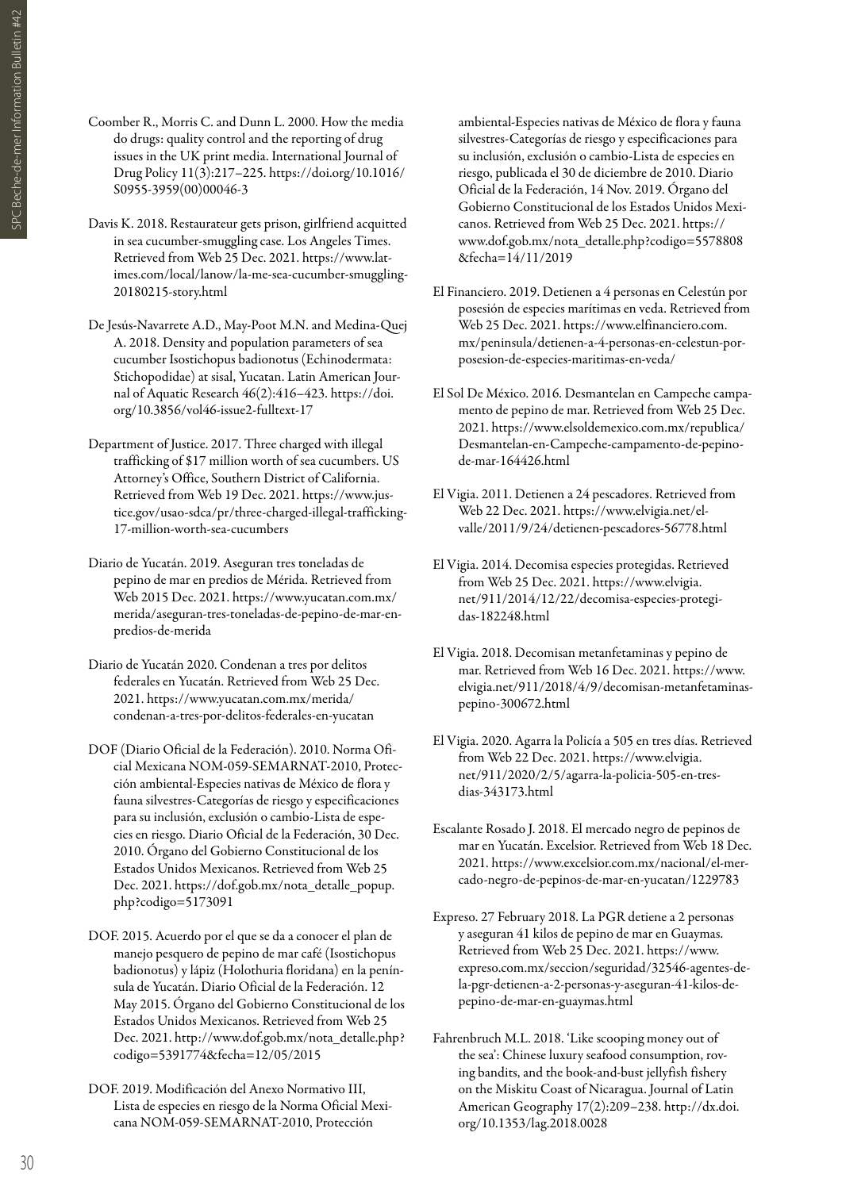Coomber R., Morris C. and Dunn L. 2000. How the media do drugs: quality control and the reporting of drug issues in the UK print media. International Journal of Drug Policy 11(3):217–225. https://doi.org/10.1016/S0955-3959(00)00046-3

Davis K. 2018. Restaurateur gets prison, girlfriend acquitted in sea cucumber-smuggling case. Los Angeles Times. Retrieved from Web 25 Dec. 2021. https://www.latimes.com/local/lanow/la-me-sea-cucumber-smuggling-20180215-story.html

De Jesús-Navarrete A.D., May-Poot M.N. and Medina-Quej A. 2018. Density and population parameters of sea cucumber Isostichopus badionotus (Echinodermata: Stichopodidae) at sisal, Yucatan. Latin American Journal of Aquatic Research 46(2):416–423. https://doi.org/10.3856/vol46-issue2-fulltext-17

Department of Justice. 2017. Three charged with illegal trafficking of $17 million worth of sea cucumbers. US Attorney's Office, Southern District of California. Retrieved from Web 19 Dec. 2021. https://www.justice.gov/usao-sdca/pr/three-charged-illegal-trafficking-17-million-worth-sea-cucumbers

Diario de Yucatán. 2019. Aseguran tres toneladas de pepino de mar en predios de Mérida. Retrieved from Web 2015 Dec. 2021. https://www.yucatan.com.mx/merida/aseguran-tres-toneladas-de-pepino-de-mar-en-predios-de-merida

Diario de Yucatán 2020. Condenan a tres por delitos federales en Yucatán. Retrieved from Web 25 Dec. 2021. https://www.yucatan.com.mx/merida/condenan-a-tres-por-delitos-federales-en-yucatan

DOF (Diario Oficial de la Federación). 2010. Norma Oficial Mexicana NOM-059-SEMARNAT-2010, Protección ambiental-Especies nativas de México de flora y fauna silvestres-Categorías de riesgo y especificaciones para su inclusión, exclusión o cambio-Lista de especies en riesgo. Diario Oficial de la Federación, 30 Dec. 2010. Órgano del Gobierno Constitucional de los Estados Unidos Mexicanos. Retrieved from Web 25 Dec. 2021. https://dof.gob.mx/nota_detalle_popup.php?codigo=5173091

DOF. 2015. Acuerdo por el que se da a conocer el plan de manejo pesquero de pepino de mar café (Isostichopus badionotus) y lápiz (Holothuria floridana) en la península de Yucatán. Diario Oficial de la Federación. 12 May 2015. Órgano del Gobierno Constitucional de los Estados Unidos Mexicanos. Retrieved from Web 25 Dec. 2021. http://www.dof.gob.mx/nota_detalle.php?codigo=5391774&fecha=12/05/2015

DOF. 2019. Modificación del Anexo Normativo III, Lista de especies en riesgo de la Norma Oficial Mexicana NOM-059-SEMARNAT-2010, Protección ambiental-Especies nativas de México de flora y fauna silvestres-Categorías de riesgo y especificaciones para su inclusión, exclusión o cambio-Lista de especies en riesgo, publicada el 30 de diciembre de 2010. Diario Oficial de la Federación, 14 Nov. 2019. Órgano del Gobierno Constitucional de los Estados Unidos Mexicanos. Retrieved from Web 25 Dec. 2021. https://www.dof.gob.mx/nota_detalle.php?codigo=5578808&fecha=14/11/2019

El Financiero. 2019. Detienen a 4 personas en Celestún por posesión de especies marítimas en veda. Retrieved from Web 25 Dec. 2021. https://www.elfinanciero.com.mx/peninsula/detienen-a-4-personas-en-celestun-por-posesion-de-especies-maritimas-en-veda/

El Sol De México. 2016. Desmantelan en Campeche campamento de pepino de mar. Retrieved from Web 25 Dec. 2021. https://www.elsoldemexico.com.mx/republica/Desmantelan-en-Campeche-campamento-de-pepino-de-mar-164426.html

El Vigia. 2011. Detienen a 24 pescadores. Retrieved from Web 22 Dec. 2021. https://www.elvigia.net/el-valle/2011/9/24/detienen-pescadores-56778.html

El Vigia. 2014. Decomisa especies protegidas. Retrieved from Web 25 Dec. 2021. https://www.elvigia.net/911/2014/12/22/decomisa-especies-protegidas-182248.html

El Vigia. 2018. Decomisan metanfetaminas y pepino de mar. Retrieved from Web 16 Dec. 2021. https://www.elvigia.net/911/2018/4/9/decomisan-metanfetaminas-pepino-300672.html

El Vigia. 2020. Agarra la Policía a 505 en tres días. Retrieved from Web 22 Dec. 2021. https://www.elvigia.net/911/2020/2/5/agarra-la-policia-505-en-tres-dias-343173.html

Escalante Rosado J. 2018. El mercado negro de pepinos de mar en Yucatán. Excelsior. Retrieved from Web 18 Dec. 2021. https://www.excelsior.com.mx/nacional/el-mercado-negro-de-pepinos-de-mar-en-yucatan/1229783

Expreso. 27 February 2018. La PGR detiene a 2 personas y aseguran 41 kilos de pepino de mar en Guaymas. Retrieved from Web 25 Dec. 2021. https://www.expreso.com.mx/seccion/seguridad/32546-agentes-de-la-pgr-detienen-a-2-personas-y-aseguran-41-kilos-de-pepino-de-mar-en-guaymas.html

Fahrenbruch M.L. 2018. 'Like scooping money out of the sea': Chinese luxury seafood consumption, roving bandits, and the book-and-bust jellyfish fishery on the Miskitu Coast of Nicaragua. Journal of Latin American Geography 17(2):209–238. http://dx.doi.org/10.1353/lag.2018.0028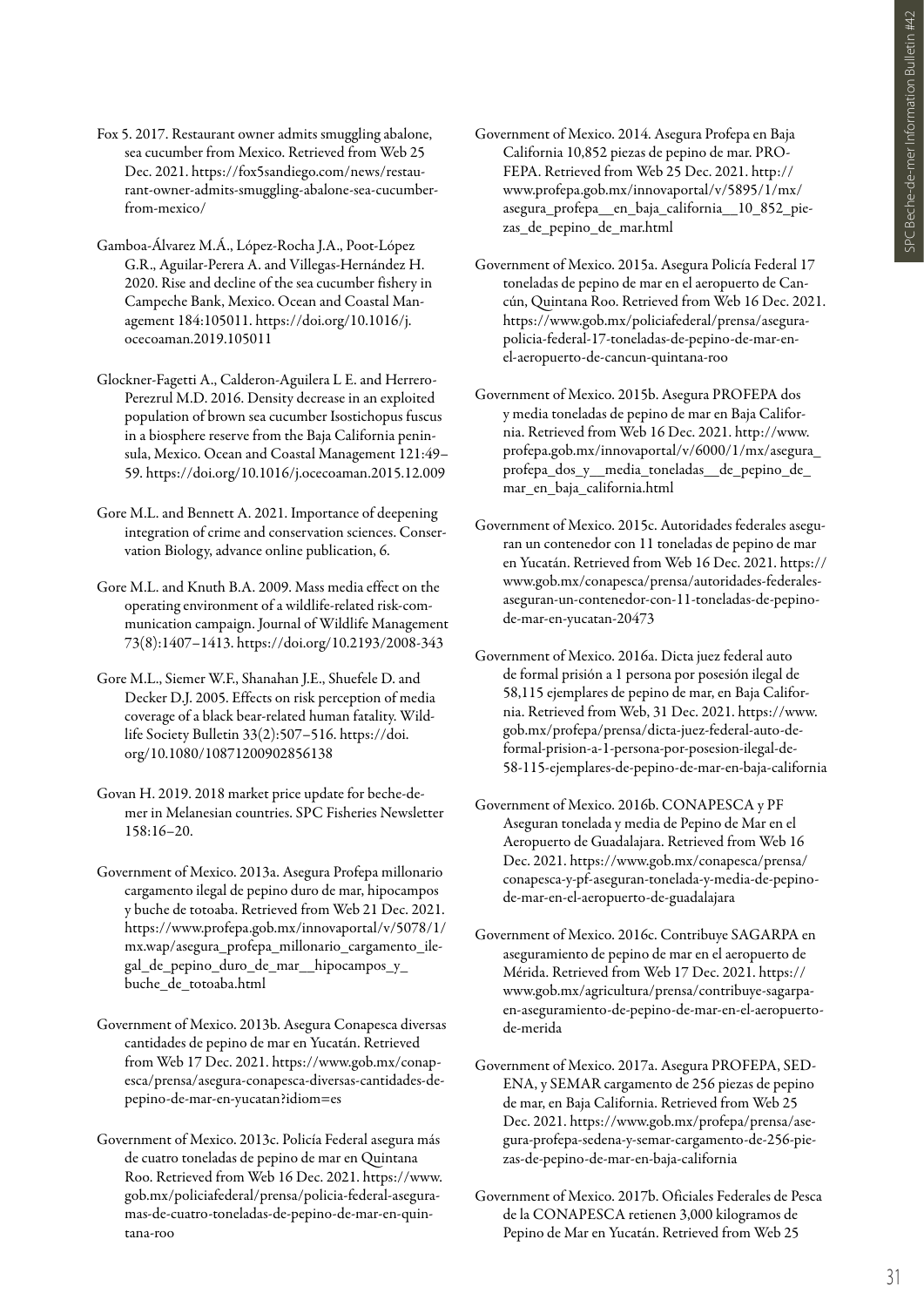Fox 5. 2017. Restaurant owner admits smuggling abalone, sea cucumber from Mexico. Retrieved from Web 25 Dec. 2021. https://fox5sandiego.com/news/restaurant-owner-admits-smuggling-abalone-sea-cucumber-from-mexico/

Gamboa-Álvarez M.Á., López-Rocha J.A., Poot-López G.R., Aguilar-Perera A. and Villegas-Hernández H. 2020. Rise and decline of the sea cucumber fishery in Campeche Bank, Mexico. Ocean and Coastal Management 184:105011. https://doi.org/10.1016/j.ocecoaman.2019.105011

Glockner-Fagetti A., Calderon-Aguilera L E. and Herrero-Perezrul M.D. 2016. Density decrease in an exploited population of brown sea cucumber Isostichopus fuscus in a biosphere reserve from the Baja California peninsula, Mexico. Ocean and Coastal Management 121:49–59. https://doi.org/10.1016/j.ocecoaman.2015.12.009

Gore M.L. and Bennett A. 2021. Importance of deepening integration of crime and conservation sciences. Conservation Biology, advance online publication, 6.

Gore M.L. and Knuth B.A. 2009. Mass media effect on the operating environment of a wildlife-related risk-communication campaign. Journal of Wildlife Management 73(8):1407–1413. https://doi.org/10.2193/2008-343

Gore M.L., Siemer W.F., Shanahan J.E., Shuefele D. and Decker D.J. 2005. Effects on risk perception of media coverage of a black bear-related human fatality. Wildlife Society Bulletin 33(2):507–516. https://doi.org/10.1080/10871200902856138

Govan H. 2019. 2018 market price update for beche-de-mer in Melanesian countries. SPC Fisheries Newsletter 158:16–20.

Government of Mexico. 2013a. Asegura Profepa millonario cargamento ilegal de pepino duro de mar, hipocampos y buche de totoaba. Retrieved from Web 21 Dec. 2021. https://www.profepa.gob.mx/innovaportal/v/5078/1/mx.wap/asegura_profepa_millonario_cargamento_ilegal_de_pepino_duro_de_mar__hipocampos_y_buche_de_totoaba.html

Government of Mexico. 2013b. Asegura Conapesca diversas cantidades de pepino de mar en Yucatán. Retrieved from Web 17 Dec. 2021. https://www.gob.mx/conapesca/prensa/asegura-conapesca-diversas-cantidades-de-pepino-de-mar-en-yucatan?idiom=es

Government of Mexico. 2013c. Policía Federal asegura más de cuatro toneladas de pepino de mar en Quintana Roo. Retrieved from Web 16 Dec. 2021. https://www.gob.mx/policiafederal/prensa/policia-federal-asegura-mas-de-cuatro-toneladas-de-pepino-de-mar-en-quintana-roo

Government of Mexico. 2014. Asegura Profepa en Baja California 10,852 piezas de pepino de mar. PROFEPA. Retrieved from Web 25 Dec. 2021. http://www.profepa.gob.mx/innovaportal/v/5895/1/mx/asegura_profepa__en_baja_california__10_852_piezas_de_pepino_de_mar.html

Government of Mexico. 2015a. Asegura Policía Federal 17 toneladas de pepino de mar en el aeropuerto de Cancún, Quintana Roo. Retrieved from Web 16 Dec. 2021. https://www.gob.mx/policiafederal/prensa/asegura-policia-federal-17-toneladas-de-pepino-de-mar-en-el-aeropuerto-de-cancun-quintana-roo

Government of Mexico. 2015b. Asegura PROFEPA dos y media toneladas de pepino de mar en Baja California. Retrieved from Web 16 Dec. 2021. http://www.profepa.gob.mx/innovaportal/v/6000/1/mx/asegura_profepa_dos_y__media_toneladas__de_pepino_de_mar_en_baja_california.html

Government of Mexico. 2015c. Autoridades federales aseguran un contenedor con 11 toneladas de pepino de mar en Yucatán. Retrieved from Web 16 Dec. 2021. https://www.gob.mx/conapesca/prensa/autoridades-federales-aseguran-un-contenedor-con-11-toneladas-de-pepino-de-mar-en-yucatan-20473

Government of Mexico. 2016a. Dicta juez federal auto de formal prisión a 1 persona por posesión ilegal de 58,115 ejemplares de pepino de mar, en Baja California. Retrieved from Web, 31 Dec. 2021. https://www.gob.mx/profepa/prensa/dicta-juez-federal-auto-de-formal-prision-a-1-persona-por-posesion-ilegal-de-58-115-ejemplares-de-pepino-de-mar-en-baja-california

Government of Mexico. 2016b. CONAPESCA y PF Aseguran tonelada y media de Pepino de Mar en el Aeropuerto de Guadalajara. Retrieved from Web 16 Dec. 2021. https://www.gob.mx/conapesca/prensa/conapesca-y-pf-aseguran-tonelada-y-media-de-pepino-de-mar-en-el-aeropuerto-de-guadalajara

Government of Mexico. 2016c. Contribuye SAGARPA en aseguramiento de pepino de mar en el aeropuerto de Mérida. Retrieved from Web 17 Dec. 2021. https://www.gob.mx/agricultura/prensa/contribuye-sagarpa-en-aseguramiento-de-pepino-de-mar-en-el-aeropuerto-de-merida

Government of Mexico. 2017a. Asegura PROFEPA, SEDENA, y SEMAR cargamento de 256 piezas de pepino de mar, en Baja California. Retrieved from Web 25 Dec. 2021. https://www.gob.mx/profepa/prensa/asegura-profepa-sedena-y-semar-cargamento-de-256-piezas-de-pepino-de-mar-en-baja-california

Government of Mexico. 2017b. Oficiales Federales de Pesca de la CONAPESCA retienen 3,000 kilogramos de Pepino de Mar en Yucatán. Retrieved from Web 25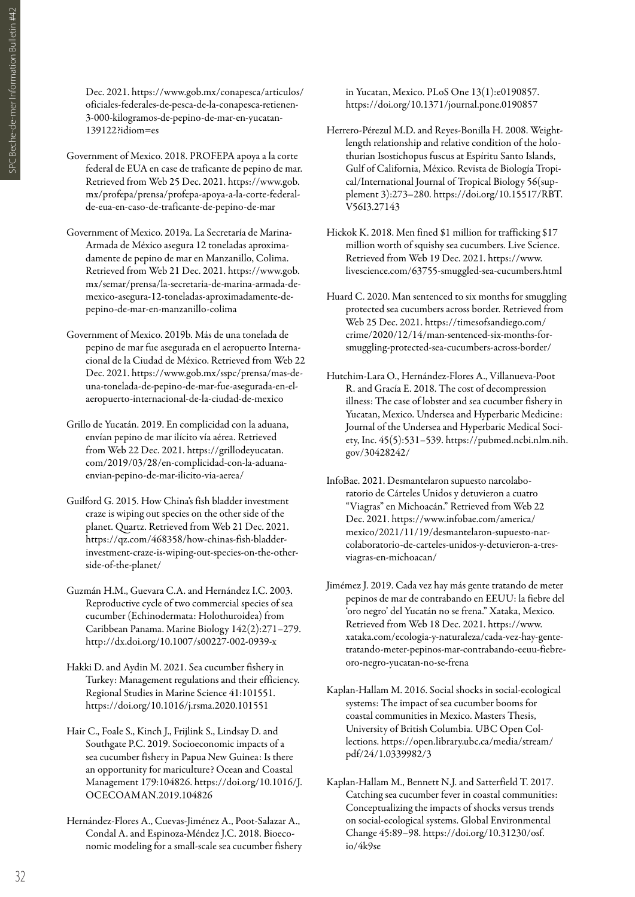Dec. 2021. https://www.gob.mx/conapesca/articulos/oficiales-federales-de-pesca-de-la-conapesca-retienen-3-000-kilogramos-de-pepino-de-mar-en-yucatan-139122?idiom=es

Government of Mexico. 2018. PROFEPA apoya a la corte federal de EUA en case de traficante de pepino de mar. Retrieved from Web 25 Dec. 2021. https://www.gob.mx/profepa/prensa/profepa-apoya-a-la-corte-federal-de-eua-en-caso-de-traficante-de-pepino-de-mar

Government of Mexico. 2019a. La Secretaría de Marina-Armada de México asegura 12 toneladas aproximadamente de pepino de mar en Manzanillo, Colima. Retrieved from Web 21 Dec. 2021. https://www.gob.mx/semar/prensa/la-secretaria-de-marina-armada-de-mexico-asegura-12-toneladas-aproximadamente-de-pepino-de-mar-en-manzanillo-colima

Government of Mexico. 2019b. Más de una tonelada de pepino de mar fue asegurada en el aeropuerto Internacional de la Ciudad de México. Retrieved from Web 22 Dec. 2021. https://www.gob.mx/sspc/prensa/mas-de-una-tonelada-de-pepino-de-mar-fue-asegurada-en-el-aeropuerto-internacional-de-la-ciudad-de-mexico

Grillo de Yucatán. 2019. En complicidad con la aduana, envían pepino de mar ilícito vía aérea. Retrieved from Web 22 Dec. 2021. https://grillodeyucatan.com/2019/03/28/en-complicidad-con-la-aduana-envian-pepino-de-mar-ilicito-via-aerea/

Guilford G. 2015. How China's fish bladder investment craze is wiping out species on the other side of the planet. Quartz. Retrieved from Web 21 Dec. 2021. https://qz.com/468358/how-chinas-fish-bladder-investment-craze-is-wiping-out-species-on-the-other-side-of-the-planet/

Guzmán H.M., Guevara C.A. and Hernández I.C. 2003. Reproductive cycle of two commercial species of sea cucumber (Echinodermata: Holothuroidea) from Caribbean Panama. Marine Biology 142(2):271–279. http://dx.doi.org/10.1007/s00227-002-0939-x

Hakki D. and Aydin M. 2021. Sea cucumber fishery in Turkey: Management regulations and their efficiency. Regional Studies in Marine Science 41:101551. https://doi.org/10.1016/j.rsma.2020.101551

Hair C., Foale S., Kinch J., Frijlink S., Lindsay D. and Southgate P.C. 2019. Socioeconomic impacts of a sea cucumber fishery in Papua New Guinea: Is there an opportunity for mariculture? Ocean and Coastal Management 179:104826. https://doi.org/10.1016/J.OCECOAMAN.2019.104826

Hernández-Flores A., Cuevas-Jiménez A., Poot-Salazar A., Condal A. and Espinoza-Méndez J.C. 2018. Bioeconomic modeling for a small-scale sea cucumber fishery in Yucatan, Mexico. PLoS One 13(1):e0190857. https://doi.org/10.1371/journal.pone.0190857

Herrero-Pérezul M.D. and Reyes-Bonilla H. 2008. Weight-length relationship and relative condition of the holothurian Isostichopus fuscus at Espíritu Santo Islands, Gulf of California, México. Revista de Biología Tropical/International Journal of Tropical Biology 56(supplement 3):273–280. https://doi.org/10.15517/RBT.V56I3.27143

Hickok K. 2018. Men fined $1 million for trafficking $17 million worth of squishy sea cucumbers. Live Science. Retrieved from Web 19 Dec. 2021. https://www.livescience.com/63755-smuggled-sea-cucumbers.html

Huard C. 2020. Man sentenced to six months for smuggling protected sea cucumbers across border. Retrieved from Web 25 Dec. 2021. https://timesofsandiego.com/crime/2020/12/14/man-sentenced-six-months-for-smuggling-protected-sea-cucumbers-across-border/

Hutchim-Lara O., Hernández-Flores A., Villanueva-Poot R. and Gracía E. 2018. The cost of decompression illness: The case of lobster and sea cucumber fishery in Yucatan, Mexico. Undersea and Hyperbaric Medicine: Journal of the Undersea and Hyperbaric Medical Society, Inc. 45(5):531–539. https://pubmed.ncbi.nlm.nih.gov/30428242/

InfoBae. 2021. Desmantelaron supuesto narcolaboratorio de Cárteles Unidos y detuvieron a cuatro "Viagras" en Michoacán." Retrieved from Web 22 Dec. 2021. https://www.infobae.com/america/mexico/2021/11/19/desmantelaron-supuesto-narcolaboratorio-de-carteles-unidos-y-detuvieron-a-tres-viagras-en-michoacan/

Jimémez J. 2019. Cada vez hay más gente tratando de meter pepinos de mar de contrabando en EEUU: la fiebre del 'oro negro' del Yucatán no se frena." Xataka, Mexico. Retrieved from Web 18 Dec. 2021. https://www.xataka.com/ecologia-y-naturaleza/cada-vez-hay-gente-tratando-meter-pepinos-mar-contrabando-eeuu-fiebre-oro-negro-yucatan-no-se-frena

Kaplan-Hallam M. 2016. Social shocks in social-ecological systems: The impact of sea cucumber booms for coastal communities in Mexico. Masters Thesis, University of British Columbia. UBC Open Collections. https://open.library.ubc.ca/media/stream/pdf/24/1.0339982/3

Kaplan-Hallam M., Bennett N.J. and Satterfield T. 2017. Catching sea cucumber fever in coastal communities: Conceptualizing the impacts of shocks versus trends on social-ecological systems. Global Environmental Change 45:89–98. https://doi.org/10.31230/osf.io/4k9se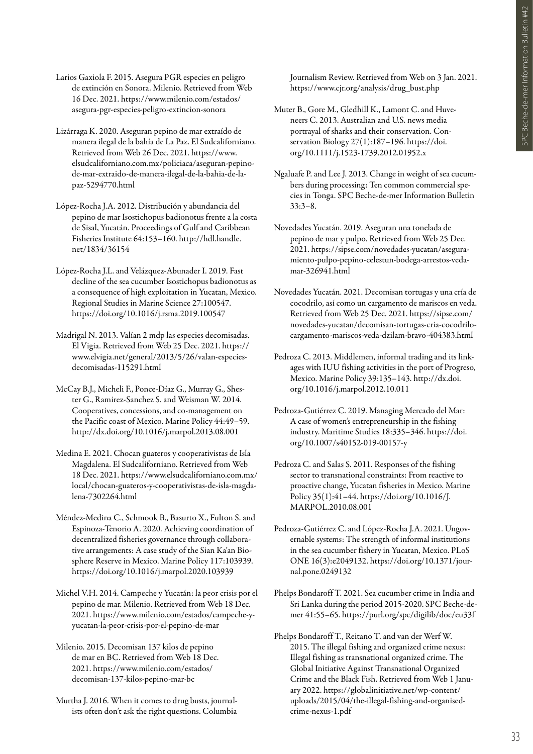Larios Gaxiola F. 2015. Asegura PGR especies en peligro de extinción en Sonora. Milenio. Retrieved from Web 16 Dec. 2021. https://www.milenio.com/estados/asegura-pgr-especies-peligro-extincion-sonora

Lizárraga K. 2020. Aseguran pepino de mar extraído de manera ilegal de la bahía de La Paz. El Sudcaliforniano. Retrieved from Web 26 Dec. 2021. https://www.elsudcaliforniano.com.mx/policiaca/aseguran-pepino-de-mar-extraido-de-manera-ilegal-de-la-bahia-de-la-paz-5294770.html

López-Rocha J.A. 2012. Distribución y abundancia del pepino de mar Isostichopus badionotus frente a la costa de Sisal, Yucatán. Proceedings of Gulf and Caribbean Fisheries Institute 64:153–160. http://hdl.handle.net/1834/36154

López-Rocha J.L. and Velázquez-Abunader I. 2019. Fast decline of the sea cucumber Isostichopus badionotus as a consequence of high exploitation in Yucatan, Mexico. Regional Studies in Marine Science 27:100547. https://doi.org/10.1016/j.rsma.2019.100547

Madrigal N. 2013. Valían 2 mdp las especies decomisadas. El Vigia. Retrieved from Web 25 Dec. 2021. https://www.elvigia.net/general/2013/5/26/valan-especies-decomisadas-115291.html

McCay B.J., Micheli F., Ponce-Díaz G., Murray G., Shester G., Ramirez-Sanchez S. and Weisman W. 2014. Cooperatives, concessions, and co-management on the Pacific coast of Mexico. Marine Policy 44:49–59. http://dx.doi.org/10.1016/j.marpol.2013.08.001

Medina E. 2021. Chocan guateros y cooperativistas de Isla Magdalena. El Sudcaliforniano. Retrieved from Web 18 Dec. 2021. https://www.elsudcaliforniano.com.mx/local/chocan-guateros-y-cooperativistas-de-isla-magdalena-7302264.html

Méndez-Medina C., Schmook B., Basurto X., Fulton S. and Espinoza-Tenorio A. 2020. Achieving coordination of decentralized fisheries governance through collaborative arrangements: A case study of the Sian Ka'an Biosphere Reserve in Mexico. Marine Policy 117:103939. https://doi.org/10.1016/j.marpol.2020.103939

Michel V.H. 2014. Campeche y Yucatán: la peor crisis por el pepino de mar. Milenio. Retrieved from Web 18 Dec. 2021. https://www.milenio.com/estados/campeche-y-yucatan-la-peor-crisis-por-el-pepino-de-mar

Milenio. 2015. Decomisan 137 kilos de pepino de mar en BC. Retrieved from Web 18 Dec. 2021. https://www.milenio.com/estados/decomisan-137-kilos-pepino-mar-bc

Murtha J. 2016. When it comes to drug busts, journalists often don't ask the right questions. Columbia Journalism Review. Retrieved from Web on 3 Jan. 2021. https://www.cjr.org/analysis/drug_bust.php

Muter B., Gore M., Gledhill K., Lamont C. and Huveneers C. 2013. Australian and U.S. news media portrayal of sharks and their conservation. Conservation Biology 27(1):187–196. https://doi.org/10.1111/j.1523-1739.2012.01952.x

Ngaluafe P. and Lee J. 2013. Change in weight of sea cucumbers during processing: Ten common commercial species in Tonga. SPC Beche-de-mer Information Bulletin 33:3–8.

Novedades Yucatán. 2019. Aseguran una tonelada de pepino de mar y pulpo. Retrieved from Web 25 Dec. 2021. https://sipse.com/novedades-yucatan/aseguramiento-pulpo-pepino-celestun-bodega-arrestos-veda-mar-326941.html

Novedades Yucatán. 2021. Decomisan tortugas y una cría de cocodrilo, así como un cargamento de mariscos en veda. Retrieved from Web 25 Dec. 2021. https://sipse.com/novedades-yucatan/decomisan-tortugas-cria-cocodrilo-cargamento-mariscos-veda-dzilam-bravo-404383.html

Pedroza C. 2013. Middlemen, informal trading and its linkages with IUU fishing activities in the port of Progreso, Mexico. Marine Policy 39:135–143. http://dx.doi.org/10.1016/j.marpol.2012.10.011

Pedroza-Gutiérrez C. 2019. Managing Mercado del Mar: A case of women's entrepreneurship in the fishing industry. Maritime Studies 18:335–346. https://doi.org/10.1007/s40152-019-00157-y

Pedroza C. and Salas S. 2011. Responses of the fishing sector to transnational constraints: From reactive to proactive change, Yucatan fisheries in Mexico. Marine Policy 35(1):41–44. https://doi.org/10.1016/J.MARPOL.2010.08.001

Pedroza-Gutiérrez C. and López-Rocha J.A. 2021. Ungovernable systems: The strength of informal institutions in the sea cucumber fishery in Yucatan, Mexico. PLoS ONE 16(3):e2049132. https://doi.org/10.1371/journal.pone.0249132

Phelps Bondaroff T. 2021. Sea cucumber crime in India and Sri Lanka during the period 2015-2020. SPC Beche-de-mer 41:55–65. https://purl.org/spc/digilib/doc/eu33f

Phelps Bondaroff T., Reitano T. and van der Werf W. 2015. The illegal fishing and organized crime nexus: Illegal fishing as transnational organized crime. The Global Initiative Against Transnational Organized Crime and the Black Fish. Retrieved from Web 1 January 2022. https://globalinitiative.net/wp-content/uploads/2015/04/the-illegal-fishing-and-organised-crime-nexus-1.pdf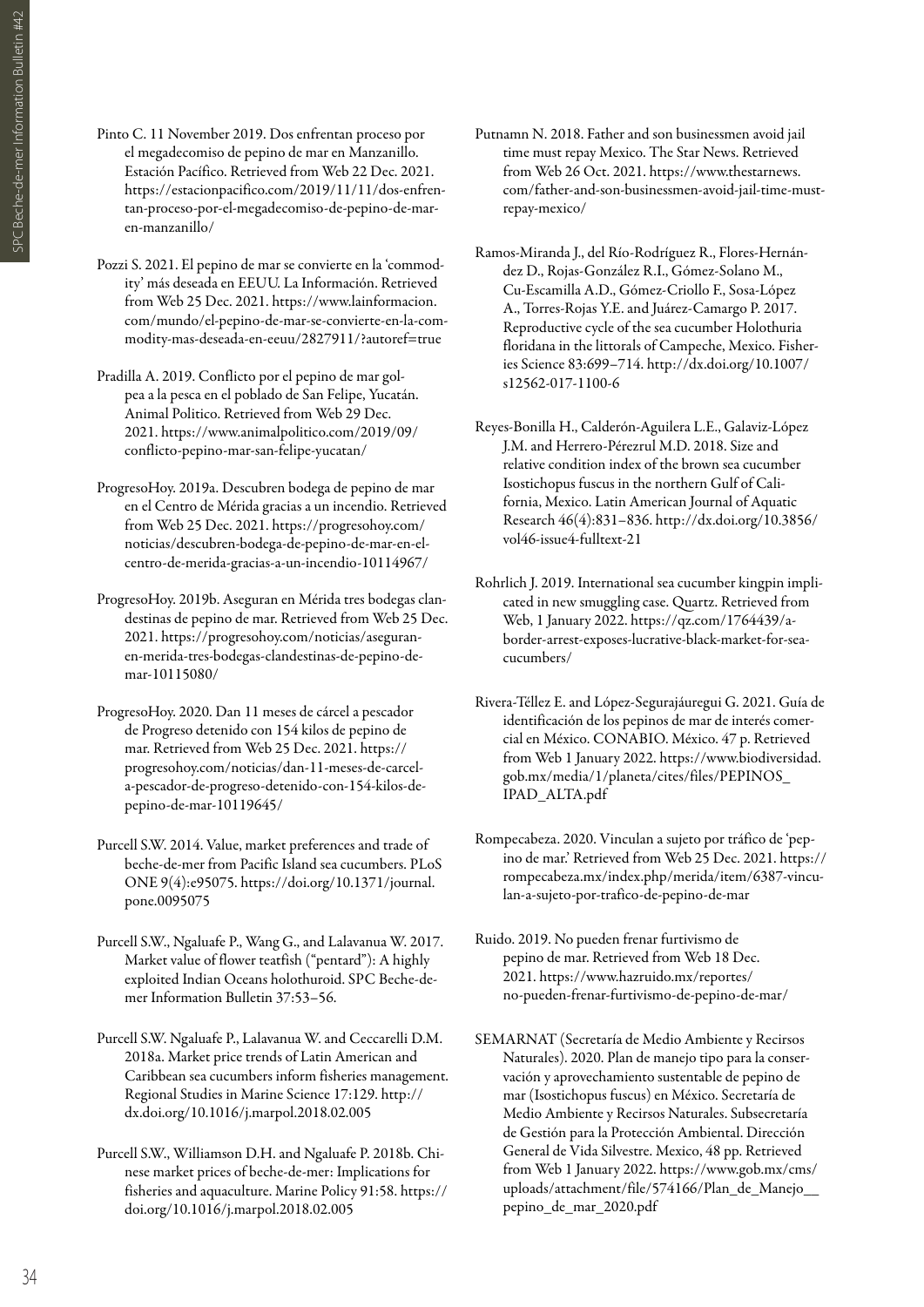Pinto C. 11 November 2019. Dos enfrentan proceso por el megadecomiso de pepino de mar en Manzanillo. Estación Pacífico. Retrieved from Web 22 Dec. 2021. https://estacionpacifico.com/2019/11/11/dos-enfrentan-proceso-por-el-megadecomiso-de-pepino-de-mar-en-manzanillo/

Pozzi S. 2021. El pepino de mar se convierte en la 'commodity' más deseada en EEUU. La Información. Retrieved from Web 25 Dec. 2021. https://www.lainformacion.com/mundo/el-pepino-de-mar-se-convierte-en-la-commodity-mas-deseada-en-eeuu/2827911/?autoref=true

Pradilla A. 2019. Conflicto por el pepino de mar golpea a la pesca en el poblado de San Felipe, Yucatán. Animal Político. Retrieved from Web 29 Dec. 2021. https://www.animalpolitico.com/2019/09/conflicto-pepino-mar-san-felipe-yucatan/

ProgresoHoy. 2019a. Descubren bodega de pepino de mar en el Centro de Mérida gracias a un incendio. Retrieved from Web 25 Dec. 2021. https://progresohoy.com/noticias/descubren-bodega-de-pepino-de-mar-en-el-centro-de-merida-gracias-a-un-incendio-10114967/

ProgresoHoy. 2019b. Aseguran en Mérida tres bodegas clandestinas de pepino de mar. Retrieved from Web 25 Dec. 2021. https://progresohoy.com/noticias/aseguran-en-merida-tres-bodegas-clandestinas-de-pepino-de-mar-10115080/

ProgresoHoy. 2020. Dan 11 meses de cárcel a pescador de Progreso detenido con 154 kilos de pepino de mar. Retrieved from Web 25 Dec. 2021. https://progresohoy.com/noticias/dan-11-meses-de-carcel-a-pescador-de-progreso-detenido-con-154-kilos-de-pepino-de-mar-10119645/

Purcell S.W. 2014. Value, market preferences and trade of beche-de-mer from Pacific Island sea cucumbers. PLoS ONE 9(4):e95075. https://doi.org/10.1371/journal.pone.0095075

Purcell S.W., Ngaluafe P., Wang G., and Lalavanua W. 2017. Market value of flower teatfish ("pentard"): A highly exploited Indian Oceans holothuroid. SPC Beche-de-mer Information Bulletin 37:53–56.

Purcell S.W. Ngaluafe P., Lalavanua W. and Ceccarelli D.M. 2018a. Market price trends of Latin American and Caribbean sea cucumbers inform fisheries management. Regional Studies in Marine Science 17:129. http://dx.doi.org/10.1016/j.marpol.2018.02.005

Purcell S.W., Williamson D.H. and Ngaluafe P. 2018b. Chinese market prices of beche-de-mer: Implications for fisheries and aquaculture. Marine Policy 91:58. https://doi.org/10.1016/j.marpol.2018.02.005

Putnamn N. 2018. Father and son businessmen avoid jail time must repay Mexico. The Star News. Retrieved from Web 26 Oct. 2021. https://www.thestarnews.com/father-and-son-businessmen-avoid-jail-time-must-repay-mexico/

Ramos-Miranda J., del Río-Rodríguez R., Flores-Hernández D., Rojas-González R.I., Gómez-Solano M., Cu-Escamilla A.D., Gómez-Criollo F., Sosa-López A., Torres-Rojas Y.E. and Juárez-Camargo P. 2017. Reproductive cycle of the sea cucumber Holothuria floridana in the littorals of Campeche, Mexico. Fisheries Science 83:699–714. http://dx.doi.org/10.1007/s12562-017-1100-6

Reyes-Bonilla H., Calderón-Aguilera L.E., Galaviz-López J.M. and Herrero-Pérezrul M.D. 2018. Size and relative condition index of the brown sea cucumber Isostichopus fuscus in the northern Gulf of California, Mexico. Latin American Journal of Aquatic Research 46(4):831–836. http://dx.doi.org/10.3856/vol46-issue4-fulltext-21

Rohrlich J. 2019. International sea cucumber kingpin implicated in new smuggling case. Quartz. Retrieved from Web, 1 January 2022. https://qz.com/1764439/a-border-arrest-exposes-lucrative-black-market-for-sea-cucumbers/

Rivera-Téllez E. and López-Segurajáuregui G. 2021. Guía de identificación de los pepinos de mar de interés comercial en México. CONABIO. México. 47 p. Retrieved from Web 1 January 2022. https://www.biodiversidad.gob.mx/media/1/planeta/cites/files/PEPINOS_IPAD_ALTA.pdf

Rompecabeza. 2020. Vinculan a sujeto por tráfico de 'pepino de mar.' Retrieved from Web 25 Dec. 2021. https://rompecabeza.mx/index.php/merida/item/6387-vinculan-a-sujeto-por-trafico-de-pepino-de-mar

Ruido. 2019. No pueden frenar furtivismo de pepino de mar. Retrieved from Web 18 Dec. 2021. https://www.hazruido.mx/reportes/no-pueden-frenar-furtivismo-de-pepino-de-mar/

SEMARNAT (Secretaría de Medio Ambiente y Recirsos Naturales). 2020. Plan de manejo tipo para la conservación y aprovechamiento sustentable de pepino de mar (Isostichopus fuscus) en México. Secretaría de Medio Ambiente y Recursos Naturales. Subsecretaría de Gestión para la Protección Ambiental. Dirección General de Vida Silvestre. Mexico, 48 pp. Retrieved from Web 1 January 2022. https://www.gob.mx/cms/uploads/attachment/file/574166/Plan_de_Manejo__pepino_de_mar_2020.pdf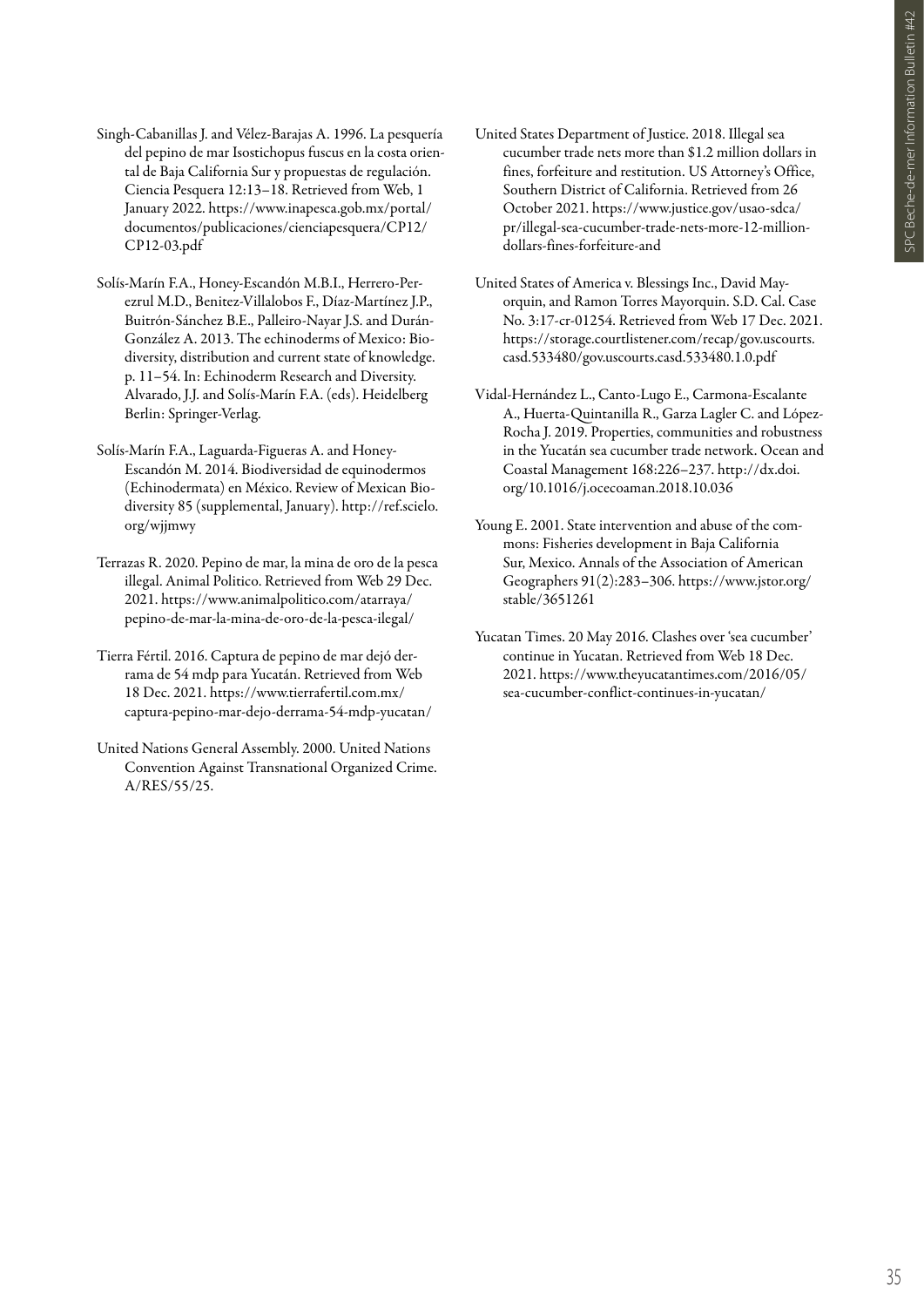Singh-Cabanillas J. and Vélez-Barajas A. 1996. La pesquería del pepino de mar Isostichopus fuscus en la costa oriental de Baja California Sur y propuestas de regulación. Ciencia Pesquera 12:13–18. Retrieved from Web, 1 January 2022. https://www.inapesca.gob.mx/portal/documentos/publicaciones/cienciapesquera/CP12/CP12-03.pdf

Solís-Marín F.A., Honey-Escandón M.B.I., Herrero-Perezrul M.D., Benitez-Villalobos F., Díaz-Martínez J.P., Buitrón-Sánchez B.E., Palleiro-Nayar J.S. and Durán-González A. 2013. The echinoderms of Mexico: Biodiversity, distribution and current state of knowledge. p. 11–54. In: Echinoderm Research and Diversity. Alvarado, J.J. and Solís-Marín F.A. (eds). Heidelberg Berlin: Springer-Verlag.

Solís-Marín F.A., Laguarda-Figueras A. and Honey-Escandón M. 2014. Biodiversidad de equinodermos (Echinodermata) en México. Review of Mexican Biodiversity 85 (supplemental, January). http://ref.scielo.org/wjjmwy

Terrazas R. 2020. Pepino de mar, la mina de oro de la pesca illegal. Animal Politico. Retrieved from Web 29 Dec. 2021. https://www.animalpolitico.com/atarraya/pepino-de-mar-la-mina-de-oro-de-la-pesca-ilegal/

Tierra Fértil. 2016. Captura de pepino de mar dejó derrama de 54 mdp para Yucatán. Retrieved from Web 18 Dec. 2021. https://www.tierrafertil.com.mx/captura-pepino-mar-dejo-derrama-54-mdp-yucatan/

United Nations General Assembly. 2000. United Nations Convention Against Transnational Organized Crime. A/RES/55/25.

United States Department of Justice. 2018. Illegal sea cucumber trade nets more than $1.2 million dollars in fines, forfeiture and restitution. US Attorney's Office, Southern District of California. Retrieved from 26 October 2021. https://www.justice.gov/usao-sdca/pr/illegal-sea-cucumber-trade-nets-more-12-million-dollars-fines-forfeiture-and

United States of America v. Blessings Inc., David Mayorquin, and Ramon Torres Mayorquin. S.D. Cal. Case No. 3:17-cr-01254. Retrieved from Web 17 Dec. 2021. https://storage.courtlistener.com/recap/gov.uscourts.casd.533480/gov.uscourts.casd.533480.1.0.pdf

Vidal-Hernández L., Canto-Lugo E., Carmona-Escalante A., Huerta-Quintanilla R., Garza Lagler C. and López-Rocha J. 2019. Properties, communities and robustness in the Yucatán sea cucumber trade network. Ocean and Coastal Management 168:226–237. http://dx.doi.org/10.1016/j.ocecoaman.2018.10.036

Young E. 2001. State intervention and abuse of the commons: Fisheries development in Baja California Sur, Mexico. Annals of the Association of American Geographers 91(2):283–306. https://www.jstor.org/stable/3651261

Yucatan Times. 20 May 2016. Clashes over 'sea cucumber' continue in Yucatan. Retrieved from Web 18 Dec. 2021. https://www.theyucatantimes.com/2016/05/sea-cucumber-conflict-continues-in-yucatan/